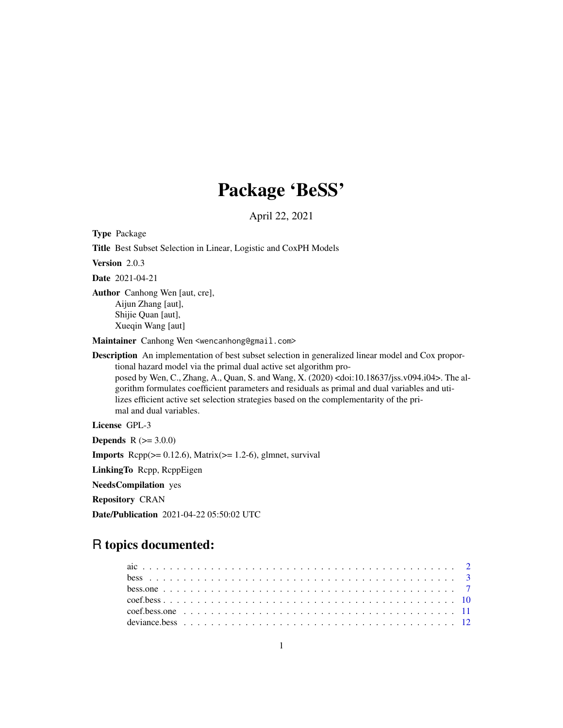# Package 'BeSS'

April 22, 2021

**Type** Package

**Title** Best Subset Selection in Linear, Logistic and CoxPH Models

**Version** 2.0.3

**Date** 2021-04-21

**Author** Canhong Wen [aut, cre],
Aijun Zhang [aut],
Shijie Quan [aut],
Xueqin Wang [aut]

**Maintainer** Canhong Wen <wencanhong@gmail.com>

**Description** An implementation of best subset selection in generalized linear model and Cox proportional hazard model via the primal dual active set algorithm proposed by Wen, C., Zhang, A., Quan, S. and Wang, X. (2020) <doi:10.18637/jss.v094.i04>. The algorithm formulates coefficient parameters and residuals as primal and dual variables and utilizes efficient active set selection strategies based on the complementarity of the primal and dual variables.

**License** GPL-3

**Depends** R (>= 3.0.0)

**Imports** Rcpp(>= 0.12.6), Matrix(>= 1.2-6), glmnet, survival

**LinkingTo** Rcpp, RcppEigen

**NeedsCompilation** yes

**Repository** CRAN

**Date/Publication** 2021-04-22 05:50:02 UTC

## R topics documented:

aic . . . . . . . . . . . . . . . . . . . . . . . . . . . . . . . . . . . . . . . . . . . 2
bess . . . . . . . . . . . . . . . . . . . . . . . . . . . . . . . . . . . . . . . . . . . 3
bess.one . . . . . . . . . . . . . . . . . . . . . . . . . . . . . . . . . . . . . . . . 7
coef.bess . . . . . . . . . . . . . . . . . . . . . . . . . . . . . . . . . . . . . . . . 10
coef.bess.one . . . . . . . . . . . . . . . . . . . . . . . . . . . . . . . . . . . . . 11
deviance.bess . . . . . . . . . . . . . . . . . . . . . . . . . . . . . . . . . . . . . 12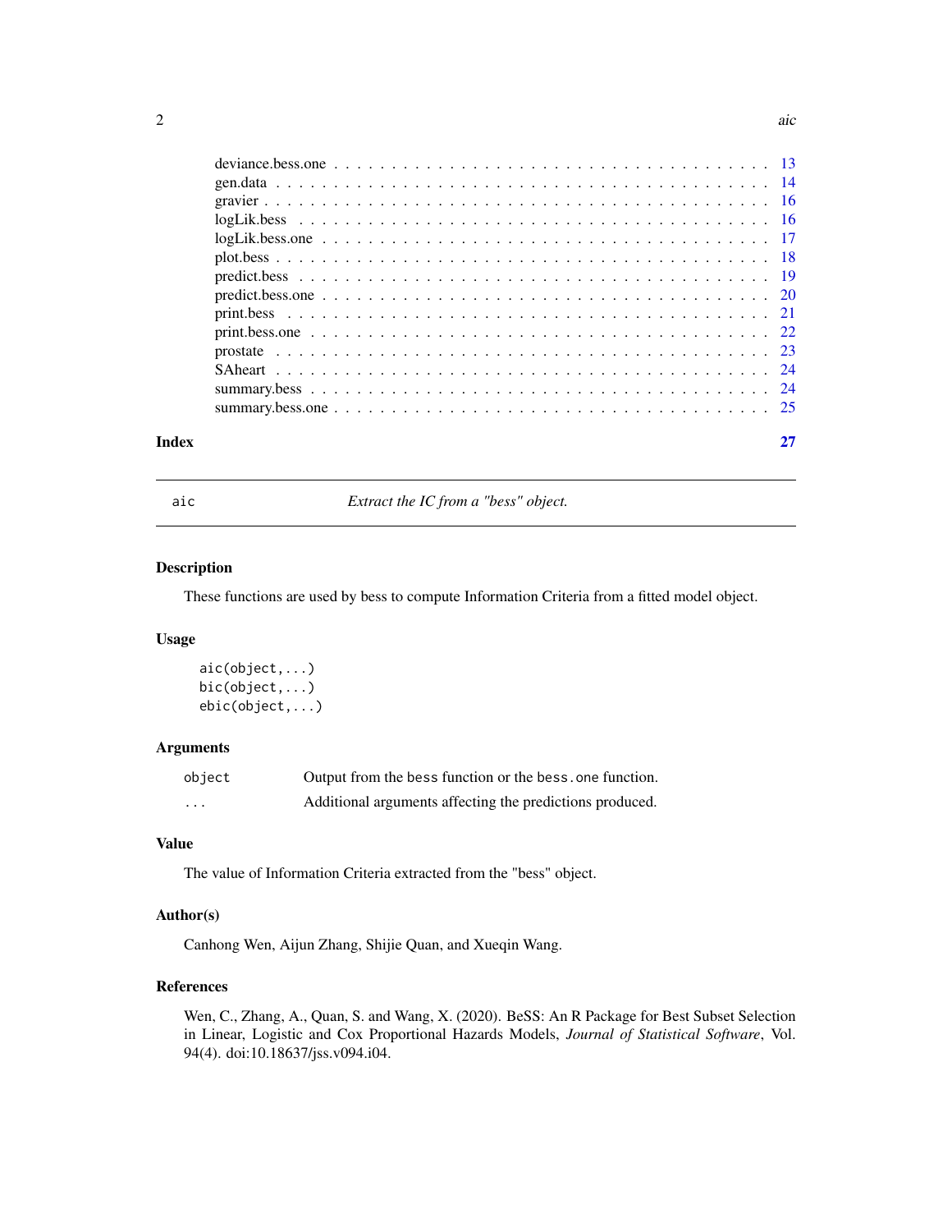deviance.bess.one . . . . . . . . . . . . . . . . . . . . . . . . . . . . . . . . . . . 13
gen.data . . . . . . . . . . . . . . . . . . . . . . . . . . . . . . . . . . . . . . . . 14
gravier . . . . . . . . . . . . . . . . . . . . . . . . . . . . . . . . . . . . . . . . . 16
logLik.bess . . . . . . . . . . . . . . . . . . . . . . . . . . . . . . . . . . . . . . . 16
logLik.bess.one . . . . . . . . . . . . . . . . . . . . . . . . . . . . . . . . . . . . 17
plot.bess . . . . . . . . . . . . . . . . . . . . . . . . . . . . . . . . . . . . . . . . 18
predict.bess . . . . . . . . . . . . . . . . . . . . . . . . . . . . . . . . . . . . . . 19
predict.bess.one . . . . . . . . . . . . . . . . . . . . . . . . . . . . . . . . . . . . 20
print.bess . . . . . . . . . . . . . . . . . . . . . . . . . . . . . . . . . . . . . . . 21
print.bess.one . . . . . . . . . . . . . . . . . . . . . . . . . . . . . . . . . . . . . 22
prostate . . . . . . . . . . . . . . . . . . . . . . . . . . . . . . . . . . . . . . . . 23
SAheart . . . . . . . . . . . . . . . . . . . . . . . . . . . . . . . . . . . . . . . . . 24
summary.bess . . . . . . . . . . . . . . . . . . . . . . . . . . . . . . . . . . . . . . 24
summary.bess.one . . . . . . . . . . . . . . . . . . . . . . . . . . . . . . . . . . . . 25

**Index** 27

---

`aic` *Extract the IC from a "bess" object.*

---

### Description

These functions are used by bess to compute Information Criteria from a fitted model object.

### Usage

```
aic(object,...)
bic(object,...)
ebic(object,...)
```

### Arguments

| | |
|---|---|
| `object` | Output from the `bess` function or the `bess.one` function. |
| `...` | Additional arguments affecting the predictions produced. |

### Value

The value of Information Criteria extracted from the "bess" object.

### Author(s)

Canhong Wen, Aijun Zhang, Shijie Quan, and Xueqin Wang.

### References

Wen, C., Zhang, A., Quan, S. and Wang, X. (2020). BeSS: An R Package for Best Subset Selection in Linear, Logistic and Cox Proportional Hazards Models, *Journal of Statistical Software*, Vol. 94(4). doi:10.18637/jss.v094.i04.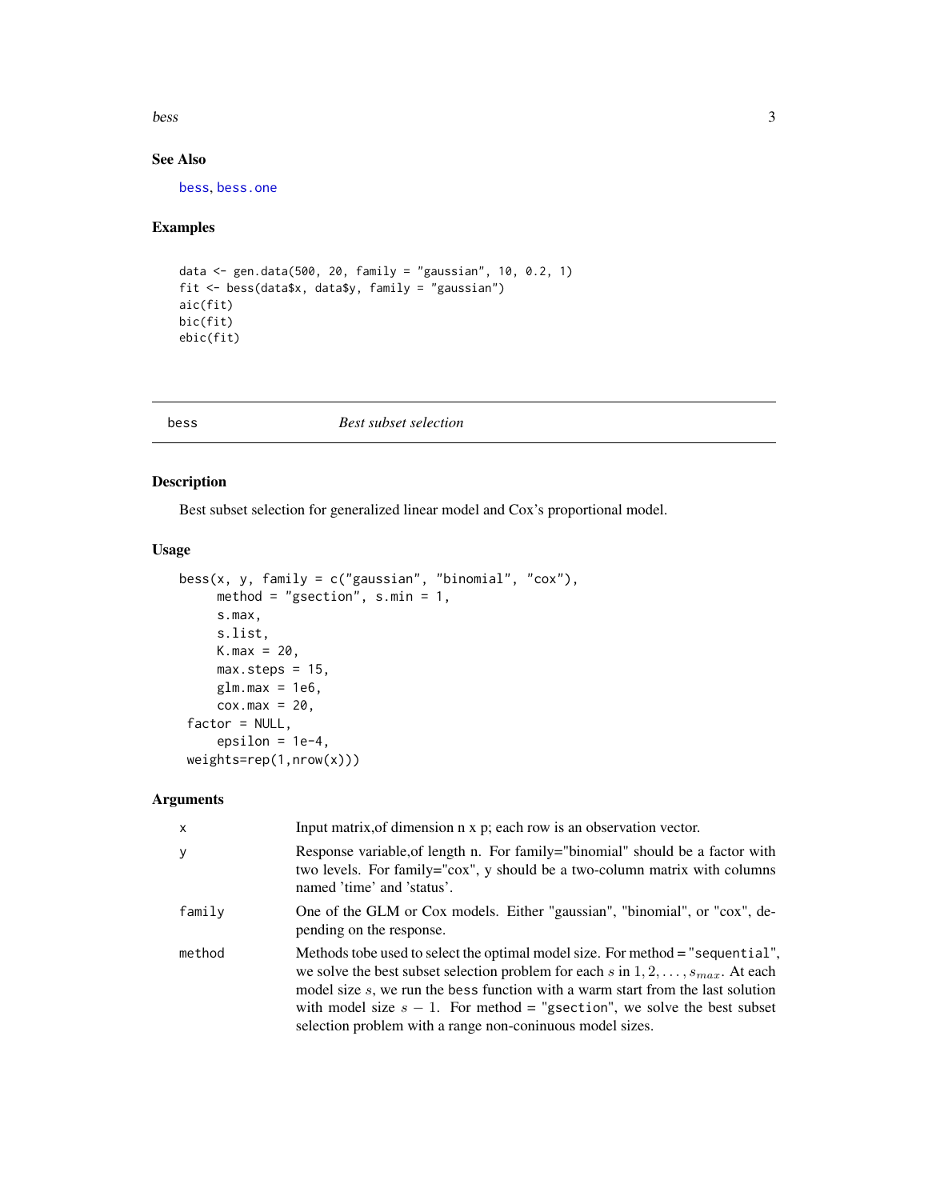### See Also

bess, bess.one

### Examples

```
data <- gen.data(500, 20, family = "gaussian", 10, 0.2, 1)
fit <- bess(data$x, data$y, family = "gaussian")
aic(fit)
bic(fit)
ebic(fit)
```

---

## bess *Best subset selection*

### Description

Best subset selection for generalized linear model and Cox's proportional model.

### Usage

```
bess(x, y, family = c("gaussian", "binomial", "cox"),
     method = "gsection", s.min = 1,
     s.max,
     s.list,
     K.max = 20,
     max.steps = 15,
     glm.max = 1e6,
     cox.max = 20,
 factor = NULL,
     epsilon = 1e-4,
 weights=rep(1,nrow(x)))
```

### Arguments

| | |
|---|---|
| x | Input matrix,of dimension n x p; each row is an observation vector. |
| y | Response variable,of length n. For family="binomial" should be a factor with two levels. For family="cox", y should be a two-column matrix with columns named 'time' and 'status'. |
| family | One of the GLM or Cox models. Either "gaussian", "binomial", or "cox", depending on the response. |
| method | Methods tobe used to select the optimal model size. For method = "sequential", we solve the best subset selection problem for each $s$ in $1, 2, \ldots, s_{max}$. At each model size $s$, we run the bess function with a warm start from the last solution with model size $s - 1$. For method = "gsection", we solve the best subset selection problem with a range non-coninuous model sizes. |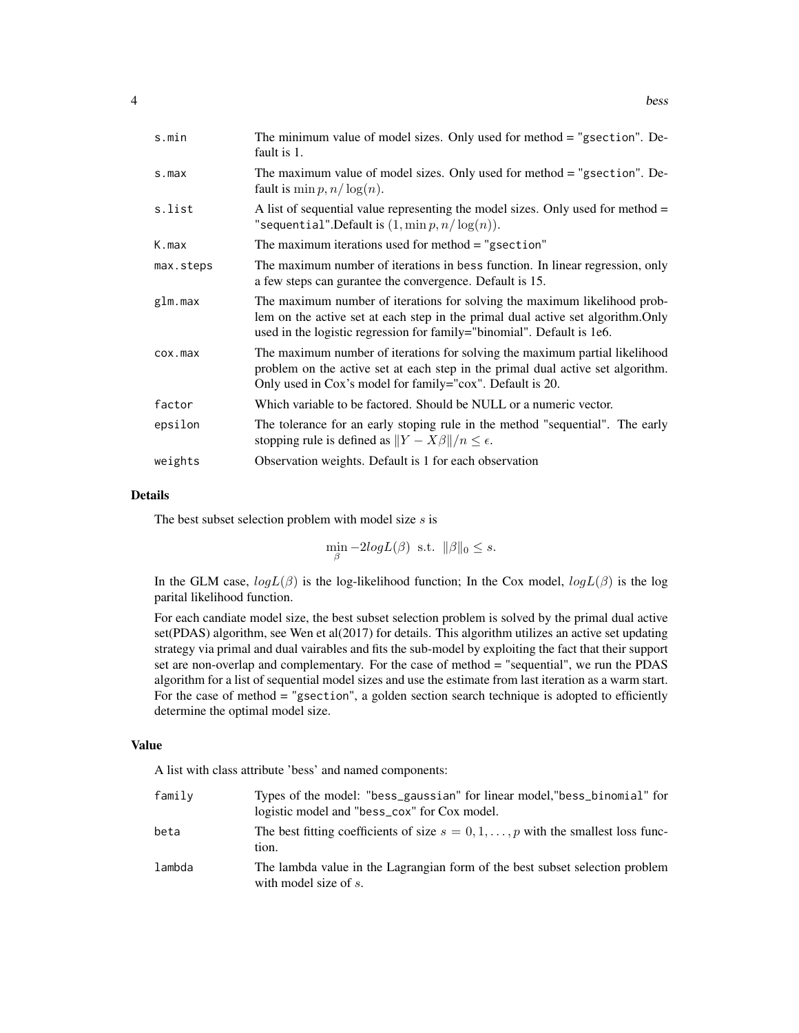| | |
|---|---|
| s.min | The minimum value of model sizes. Only used for method = "gsection". Default is 1. |
| s.max | The maximum value of model sizes. Only used for method = "gsection". Default is $\min p, n/\log(n)$. |
| s.list | A list of sequential value representing the model sizes. Only used for method = "sequential".Default is $(1, \min p, n/\log(n))$. |
| K.max | The maximum iterations used for method = "gsection" |
| max.steps | The maximum number of iterations in bess function. In linear regression, only a few steps can gurantee the convergence. Default is 15. |
| glm.max | The maximum number of iterations for solving the maximum likelihood problem on the active set at each step in the primal dual active set algorithm.Only used in the logistic regression for family="binomial". Default is 1e6. |
| cox.max | The maximum number of iterations for solving the maximum partial likelihood problem on the active set at each step in the primal dual active set algorithm. Only used in Cox's model for family="cox". Default is 20. |
| factor | Which variable to be factored. Should be NULL or a numeric vector. |
| epsilon | The tolerance for an early stoping rule in the method "sequential". The early stopping rule is defined as $\|Y - X\beta\|/n \leq \epsilon$. |
| weights | Observation weights. Default is 1 for each observation |

## Details

The best subset selection problem with model size $s$ is

$$\min_{\beta} -2logL(\beta) \ \text{ s.t. } \ \|\beta\|_0 \leq s.$$

In the GLM case, $logL(\beta)$ is the log-likelihood function; In the Cox model, $logL(\beta)$ is the log parital likelihood function.

For each candiate model size, the best subset selection problem is solved by the primal dual active set(PDAS) algorithm, see Wen et al(2017) for details. This algorithm utilizes an active set updating strategy via primal and dual vairables and fits the sub-model by exploiting the fact that their support set are non-overlap and complementary. For the case of method = "sequential", we run the PDAS algorithm for a list of sequential model sizes and use the estimate from last iteration as a warm start. For the case of method = "gsection", a golden section search technique is adopted to efficiently determine the optimal model size.

## Value

A list with class attribute 'bess' and named components:

| | |
|---|---|
| family | Types of the model: "bess_gaussian" for linear model,"bess_binomial" for logistic model and "bess_cox" for Cox model. |
| beta | The best fitting coefficients of size $s = 0, 1, \ldots, p$ with the smallest loss function. |
| lambda | The lambda value in the Lagrangian form of the best subset selection problem with model size of $s$. |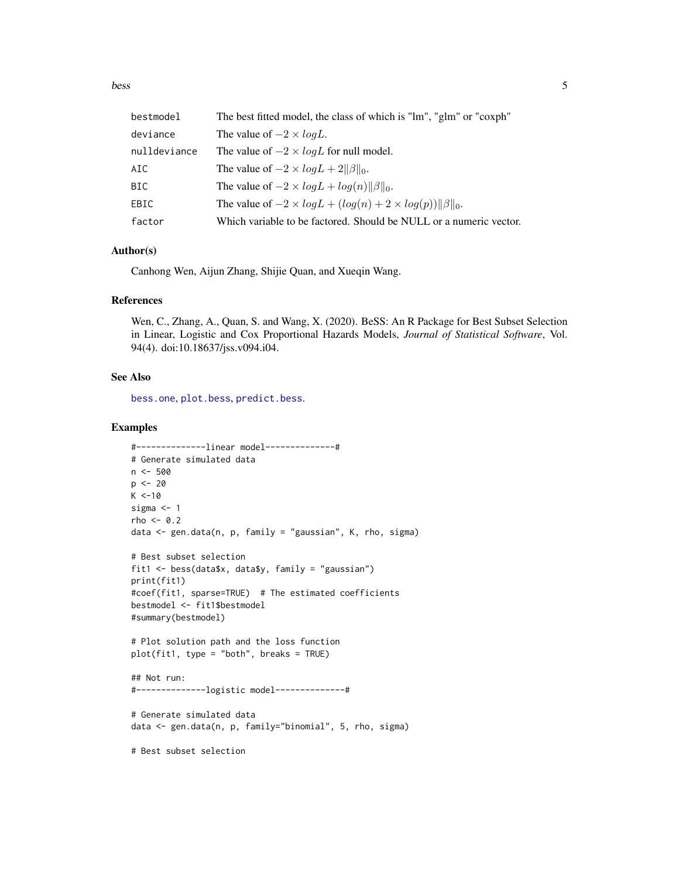| | |
|---|---|
| bestmodel | The best fitted model, the class of which is "lm", "glm" or "coxph" |
| deviance | The value of $-2 \times logL$. |
| nulldeviance | The value of $-2 \times logL$ for null model. |
| AIC | The value of $-2 \times logL + 2\|\beta\|_0$. |
| BIC | The value of $-2 \times logL + log(n)\|\beta\|_0$. |
| EBIC | The value of $-2 \times logL + (log(n) + 2 \times log(p))\|\beta\|_0$. |
| factor | Which variable to be factored. Should be NULL or a numeric vector. |

### Author(s)

Canhong Wen, Aijun Zhang, Shijie Quan, and Xueqin Wang.

### References

Wen, C., Zhang, A., Quan, S. and Wang, X. (2020). BeSS: An R Package for Best Subset Selection in Linear, Logistic and Cox Proportional Hazards Models, *Journal of Statistical Software*, Vol. 94(4). doi:10.18637/jss.v094.i04.

### See Also

bess.one, plot.bess, predict.bess.

### Examples

```
#--------------linear model--------------#
# Generate simulated data
n <- 500
p <- 20
K <-10
sigma <- 1
rho <- 0.2
data <- gen.data(n, p, family = "gaussian", K, rho, sigma)

# Best subset selection
fit1 <- bess(data$x, data$y, family = "gaussian")
print(fit1)
#coef(fit1, sparse=TRUE)  # The estimated coefficients
bestmodel <- fit1$bestmodel
#summary(bestmodel)

# Plot solution path and the loss function
plot(fit1, type = "both", breaks = TRUE)

## Not run:
#--------------logistic model--------------#

# Generate simulated data
data <- gen.data(n, p, family="binomial", 5, rho, sigma)

# Best subset selection
```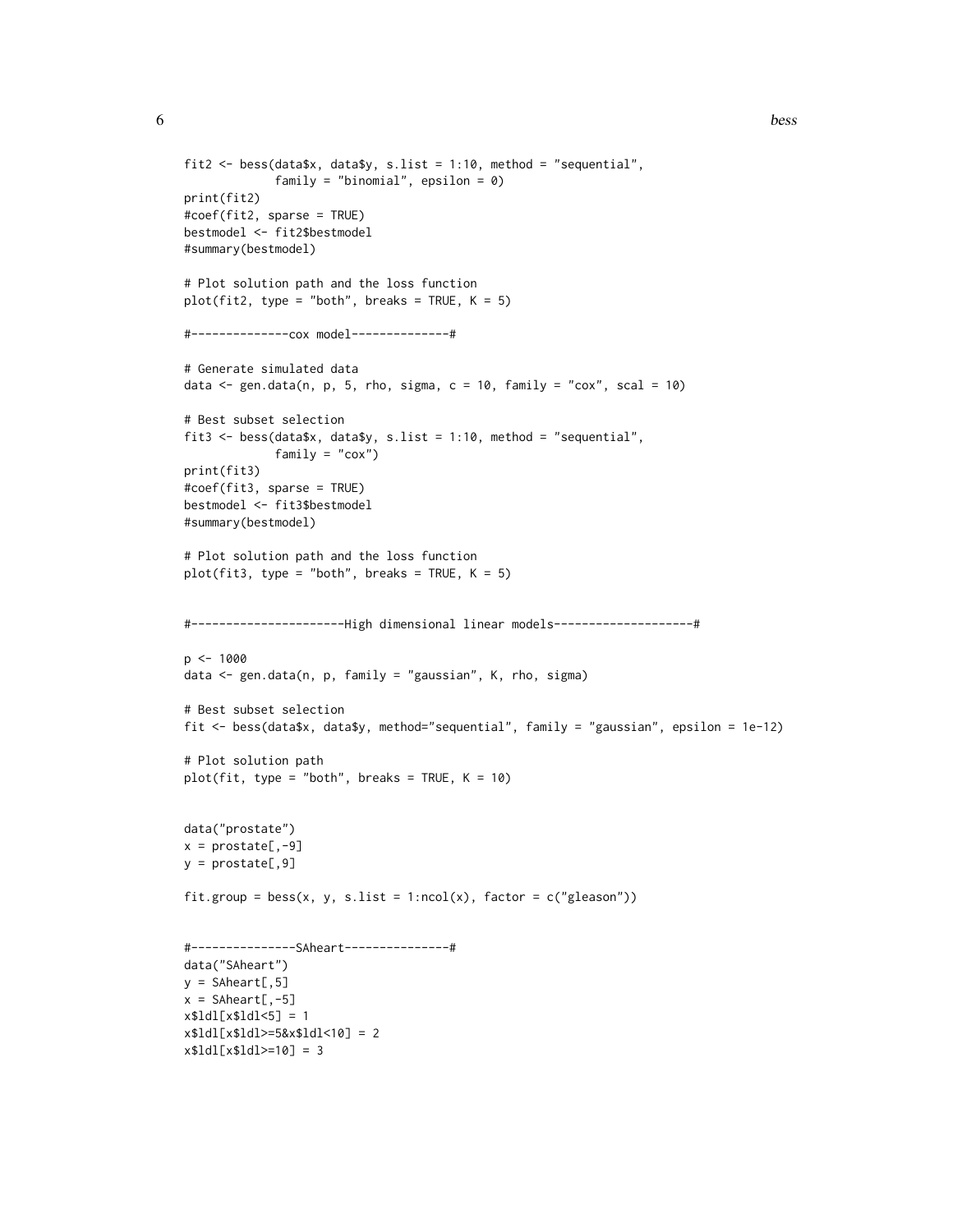```
fit2 <- bess(data$x, data$y, s.list = 1:10, method = "sequential",
             family = "binomial", epsilon = 0)
print(fit2)
#coef(fit2, sparse = TRUE)
bestmodel <- fit2$bestmodel
#summary(bestmodel)

# Plot solution path and the loss function
plot(fit2, type = "both", breaks = TRUE, K = 5)

#--------------cox model--------------#

# Generate simulated data
data <- gen.data(n, p, 5, rho, sigma, c = 10, family = "cox", scal = 10)

# Best subset selection
fit3 <- bess(data$x, data$y, s.list = 1:10, method = "sequential",
             family = "cox")
print(fit3)
#coef(fit3, sparse = TRUE)
bestmodel <- fit3$bestmodel
#summary(bestmodel)

# Plot solution path and the loss function
plot(fit3, type = "both", breaks = TRUE, K = 5)


#----------------------High dimensional linear models--------------------#

p <- 1000
data <- gen.data(n, p, family = "gaussian", K, rho, sigma)

# Best subset selection
fit <- bess(data$x, data$y, method="sequential", family = "gaussian", epsilon = 1e-12)

# Plot solution path
plot(fit, type = "both", breaks = TRUE, K = 10)


data("prostate")
x = prostate[,-9]
y = prostate[,9]

fit.group = bess(x, y, s.list = 1:ncol(x), factor = c("gleason"))


#---------------SAheart---------------#
data("SAheart")
y = SAheart[,5]
x = SAheart[,-5]
x$ldl[x$ldl<5] = 1
x$ldl[x$ldl>=5&x$ldl<10] = 2
x$ldl[x$ldl>=10] = 3
```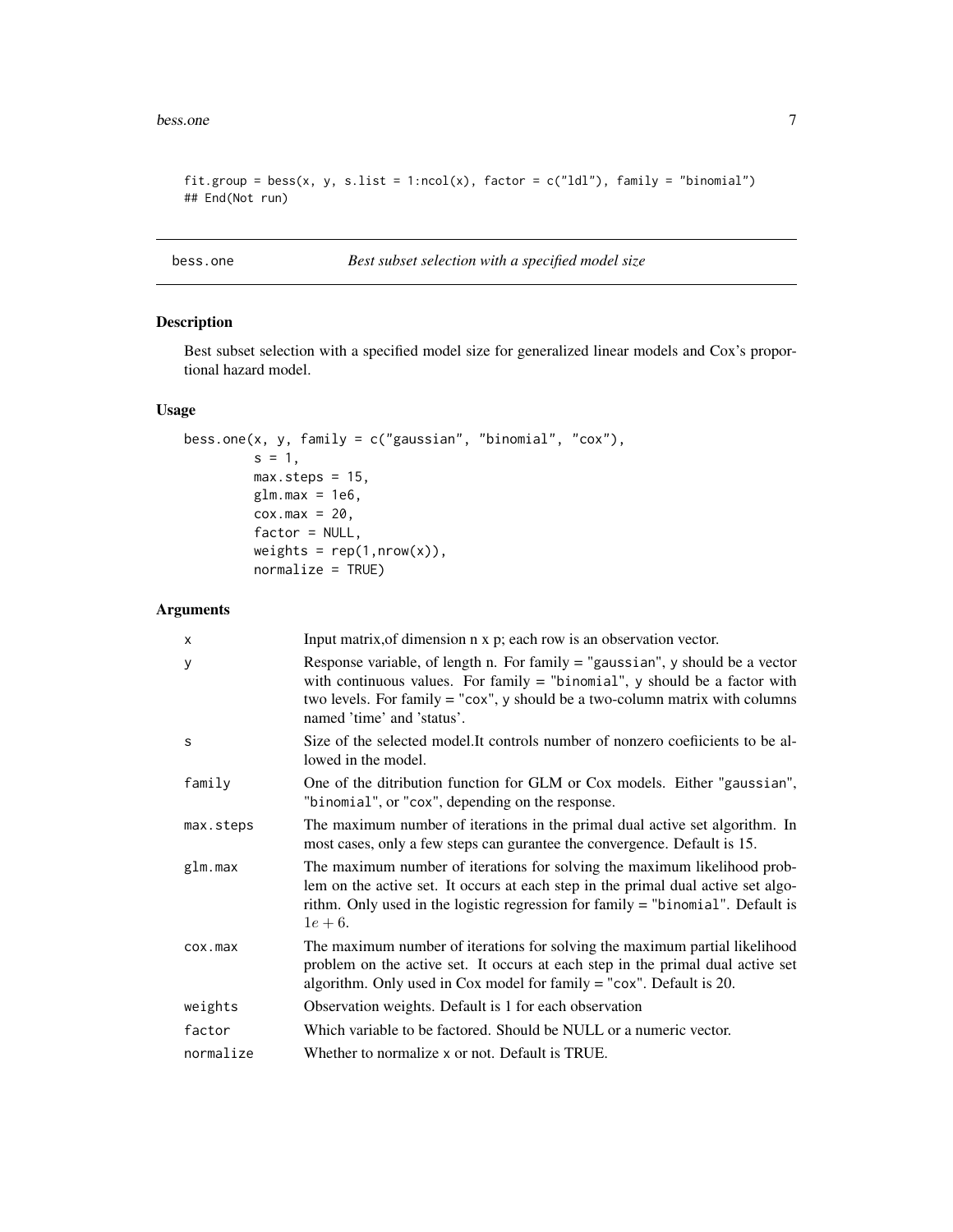```
fit.group = bess(x, y, s.list = 1:ncol(x), factor = c("ldl"), family = "binomial")
## End(Not run)
```

---

bess.one *Best subset selection with a specified model size*

---

## Description

Best subset selection with a specified model size for generalized linear models and Cox's proportional hazard model.

## Usage

```
bess.one(x, y, family = c("gaussian", "binomial", "cox"),
         s = 1,
         max.steps = 15,
         glm.max = 1e6,
         cox.max = 20,
         factor = NULL,
         weights = rep(1,nrow(x)),
         normalize = TRUE)
```

## Arguments

| | |
|---|---|
| x | Input matrix,of dimension n x p; each row is an observation vector. |
| y | Response variable, of length n. For family = "gaussian", y should be a vector with continuous values. For family = "binomial", y should be a factor with two levels. For family = "cox", y should be a two-column matrix with columns named 'time' and 'status'. |
| s | Size of the selected model.It controls number of nonzero coefiicients to be allowed in the model. |
| family | One of the ditribution function for GLM or Cox models. Either "gaussian", "binomial", or "cox", depending on the response. |
| max.steps | The maximum number of iterations in the primal dual active set algorithm. In most cases, only a few steps can gurantee the convergence. Default is 15. |
| glm.max | The maximum number of iterations for solving the maximum likelihood problem on the active set. It occurs at each step in the primal dual active set algorithm. Only used in the logistic regression for family = "binomial". Default is $1e+6$. |
| cox.max | The maximum number of iterations for solving the maximum partial likelihood problem on the active set. It occurs at each step in the primal dual active set algorithm. Only used in Cox model for family = "cox". Default is 20. |
| weights | Observation weights. Default is 1 for each observation |
| factor | Which variable to be factored. Should be NULL or a numeric vector. |
| normalize | Whether to normalize x or not. Default is TRUE. |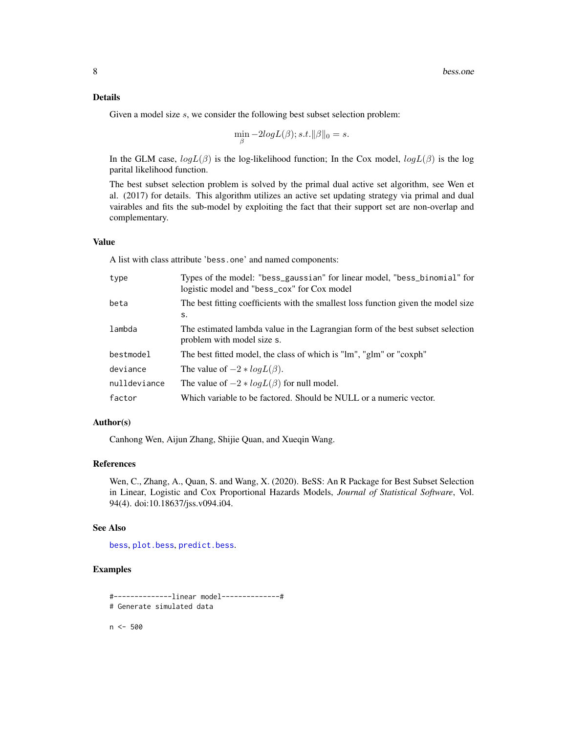## Details

Given a model size $s$, we consider the following best subset selection problem:

$$\min_{\beta} -2logL(\beta); s.t. \|\beta\|_0 = s.$$

In the GLM case, $logL(\beta)$ is the log-likelihood function; In the Cox model, $logL(\beta)$ is the log parital likelihood function.

The best subset selection problem is solved by the primal dual active set algorithm, see Wen et al. (2017) for details. This algorithm utilizes an active set updating strategy via primal and dual vairables and fits the sub-model by exploiting the fact that their support set are non-overlap and complementary.

## Value

A list with class attribute 'bess.one' and named components:

| | |
|---|---|
| type | Types of the model: "bess_gaussian" for linear model, "bess_binomial" for logistic model and "bess_cox" for Cox model |
| beta | The best fitting coefficients with the smallest loss function given the model size s. |
| lambda | The estimated lambda value in the Lagrangian form of the best subset selection problem with model size s. |
| bestmodel | The best fitted model, the class of which is "lm", "glm" or "coxph" |
| deviance | The value of $-2 * logL(\beta)$. |
| nulldeviance | The value of $-2 * logL(\beta)$ for null model. |
| factor | Which variable to be factored. Should be NULL or a numeric vector. |

## Author(s)

Canhong Wen, Aijun Zhang, Shijie Quan, and Xueqin Wang.

## References

Wen, C., Zhang, A., Quan, S. and Wang, X. (2020). BeSS: An R Package for Best Subset Selection in Linear, Logistic and Cox Proportional Hazards Models, *Journal of Statistical Software*, Vol. 94(4). doi:10.18637/jss.v094.i04.

## See Also

bess, plot.bess, predict.bess.

## Examples

```
#--------------linear model--------------#
# Generate simulated data

n <- 500
```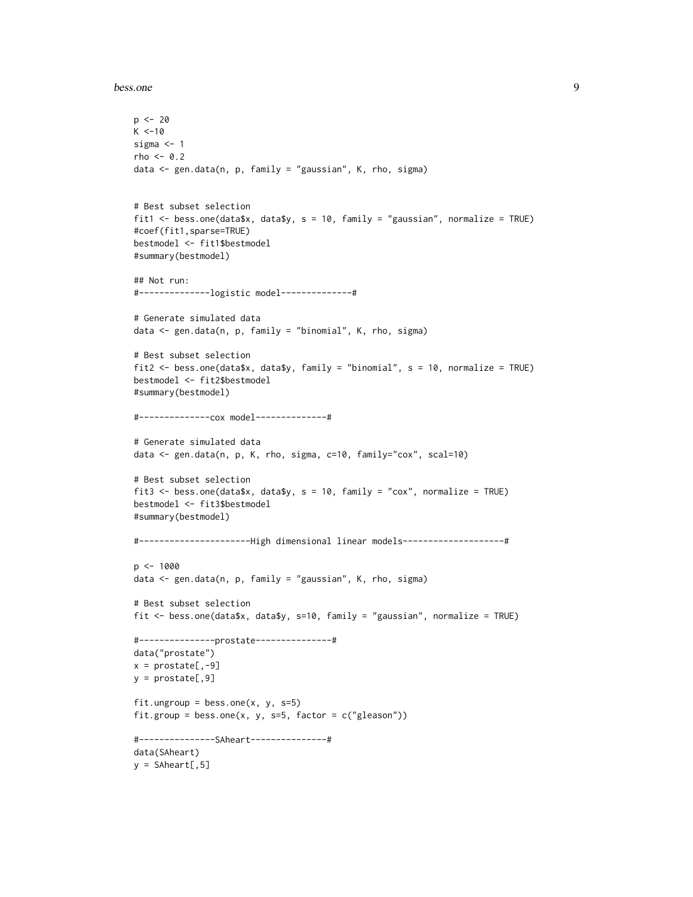```
p <- 20
K <-10
sigma <- 1
rho <- 0.2
data <- gen.data(n, p, family = "gaussian", K, rho, sigma)


# Best subset selection
fit1 <- bess.one(data$x, data$y, s = 10, family = "gaussian", normalize = TRUE)
#coef(fit1,sparse=TRUE)
bestmodel <- fit1$bestmodel
#summary(bestmodel)

## Not run:
#--------------logistic model--------------#

# Generate simulated data
data <- gen.data(n, p, family = "binomial", K, rho, sigma)

# Best subset selection
fit2 <- bess.one(data$x, data$y, family = "binomial", s = 10, normalize = TRUE)
bestmodel <- fit2$bestmodel
#summary(bestmodel)

#--------------cox model--------------#

# Generate simulated data
data <- gen.data(n, p, K, rho, sigma, c=10, family="cox", scal=10)

# Best subset selection
fit3 <- bess.one(data$x, data$y, s = 10, family = "cox", normalize = TRUE)
bestmodel <- fit3$bestmodel
#summary(bestmodel)

#----------------------High dimensional linear models--------------------#

p <- 1000
data <- gen.data(n, p, family = "gaussian", K, rho, sigma)

# Best subset selection
fit <- bess.one(data$x, data$y, s=10, family = "gaussian", normalize = TRUE)

#---------------prostate---------------#
data("prostate")
x = prostate[,-9]
y = prostate[,9]

fit.ungroup = bess.one(x, y, s=5)
fit.group = bess.one(x, y, s=5, factor = c("gleason"))

#---------------SAheart---------------#
data(SAheart)
y = SAheart[,5]
```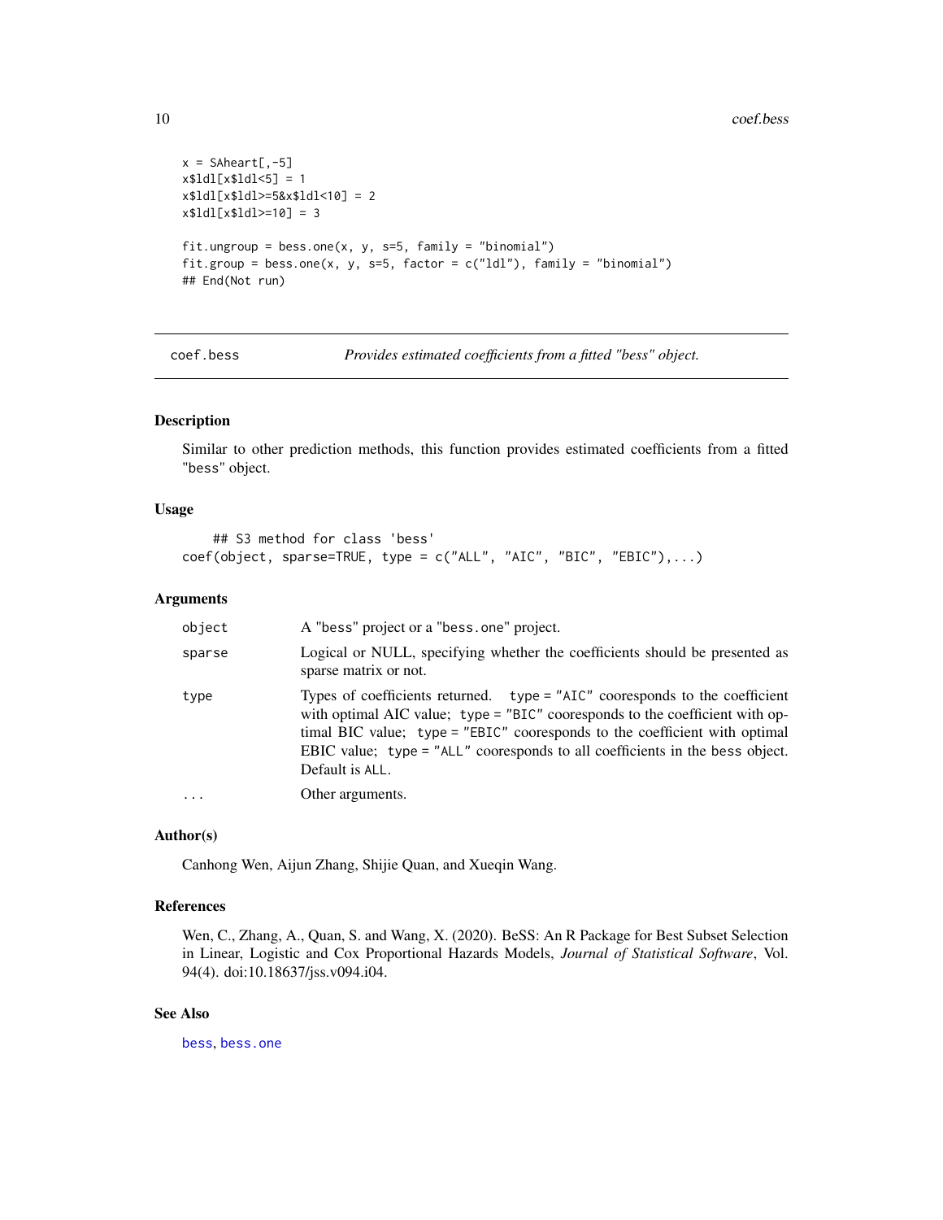```
x = SAheart[,-5]
x$ldl[x$ldl<5] = 1
x$ldl[x$ldl>=5&x$ldl<10] = 2
x$ldl[x$ldl>=10] = 3

fit.ungroup = bess.one(x, y, s=5, family = "binomial")
fit.group = bess.one(x, y, s=5, factor = c("ldl"), family = "binomial")
## End(Not run)
```

## coef.bess — *Provides estimated coefficients from a fitted "bess" object.*

### Description

Similar to other prediction methods, this function provides estimated coefficients from a fitted "bess" object.

### Usage

```
## S3 method for class 'bess'
coef(object, sparse=TRUE, type = c("ALL", "AIC", "BIC", "EBIC"),...)
```

### Arguments

| | |
|---|---|
| `object` | A "bess" project or a "bess.one" project. |
| `sparse` | Logical or NULL, specifying whether the coefficients should be presented as sparse matrix or not. |
| `type` | Types of coefficients returned. `type = "AIC"` cooresponds to the coefficient with optimal AIC value; `type = "BIC"` cooresponds to the coefficient with optimal BIC value; `type = "EBIC"` cooresponds to the coefficient with optimal EBIC value; `type = "ALL"` cooresponds to all coefficients in the `bess` object. Default is `ALL`. |
| `...` | Other arguments. |

### Author(s)

Canhong Wen, Aijun Zhang, Shijie Quan, and Xueqin Wang.

### References

Wen, C., Zhang, A., Quan, S. and Wang, X. (2020). BeSS: An R Package for Best Subset Selection in Linear, Logistic and Cox Proportional Hazards Models, *Journal of Statistical Software*, Vol. 94(4). doi:10.18637/jss.v094.i04.

### See Also

`bess`, `bess.one`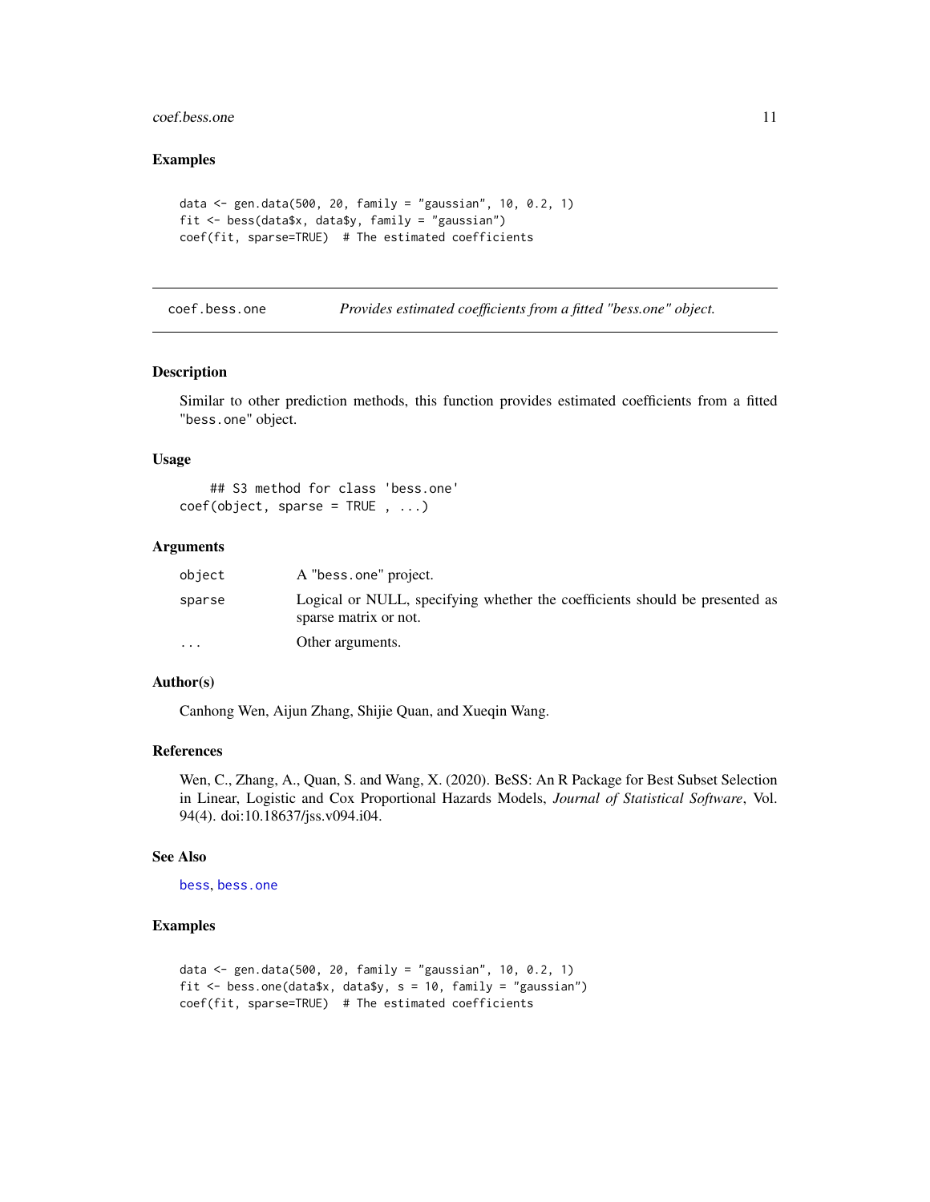### Examples

```
data <- gen.data(500, 20, family = "gaussian", 10, 0.2, 1)
fit <- bess(data$x, data$y, family = "gaussian")
coef(fit, sparse=TRUE)  # The estimated coefficients
```

---

## coef.bess.one — *Provides estimated coefficients from a fitted "bess.one" object.*

---

### Description

Similar to other prediction methods, this function provides estimated coefficients from a fitted "bess.one" object.

### Usage

```
    ## S3 method for class 'bess.one'
coef(object, sparse = TRUE , ...)
```

### Arguments

| | |
|---|---|
| `object` | A "bess.one" project. |
| `sparse` | Logical or NULL, specifying whether the coefficients should be presented as sparse matrix or not. |
| `...` | Other arguments. |

### Author(s)

Canhong Wen, Aijun Zhang, Shijie Quan, and Xueqin Wang.

### References

Wen, C., Zhang, A., Quan, S. and Wang, X. (2020). BeSS: An R Package for Best Subset Selection in Linear, Logistic and Cox Proportional Hazards Models, *Journal of Statistical Software*, Vol. 94(4). doi:10.18637/jss.v094.i04.

### See Also

`bess`, `bess.one`

### Examples

```
data <- gen.data(500, 20, family = "gaussian", 10, 0.2, 1)
fit <- bess.one(data$x, data$y, s = 10, family = "gaussian")
coef(fit, sparse=TRUE)  # The estimated coefficients
```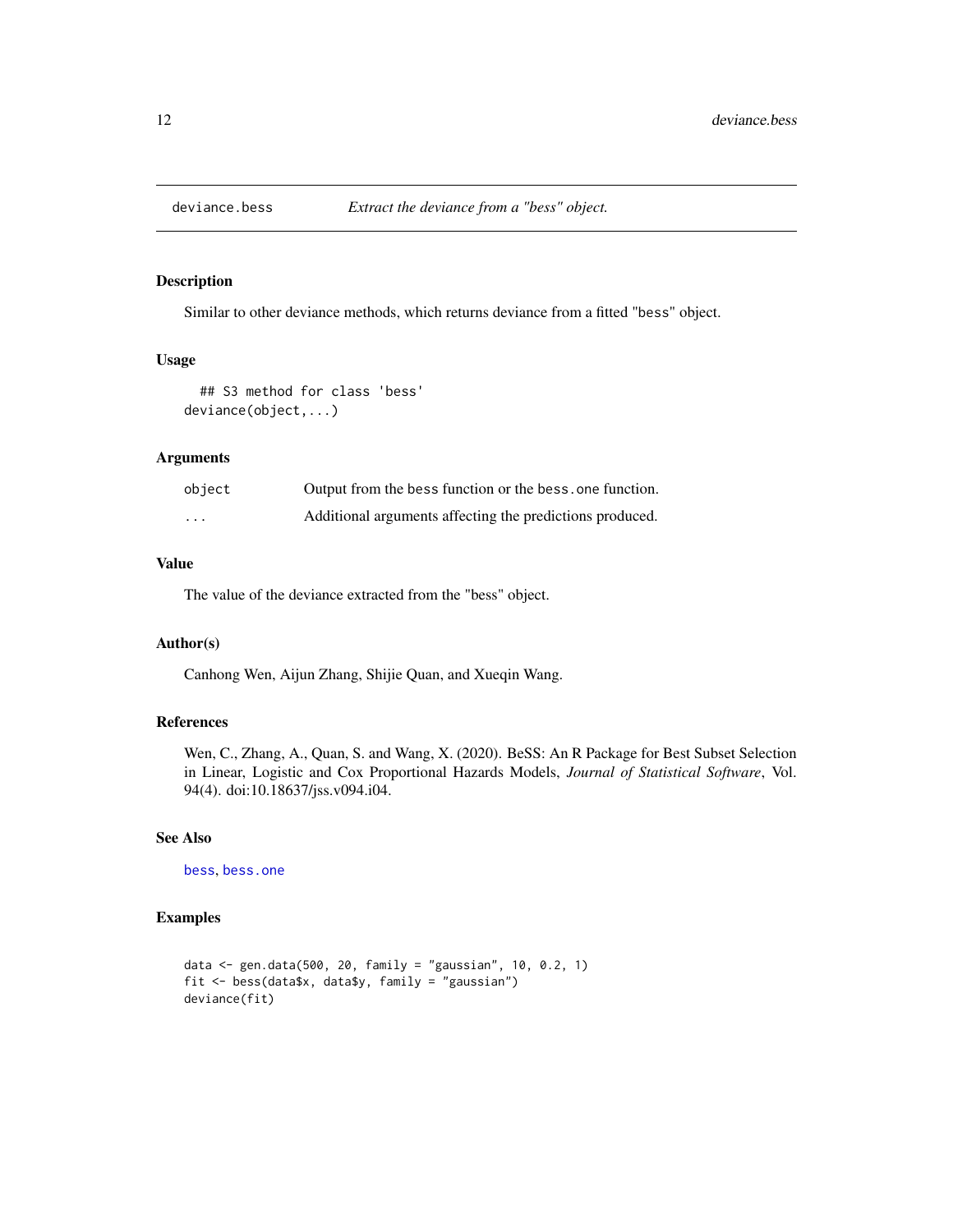## deviance.bess *Extract the deviance from a "bess" object.*

### Description

Similar to other deviance methods, which returns deviance from a fitted "bess" object.

### Usage

```
  ## S3 method for class 'bess'
deviance(object,...)
```

### Arguments

| | |
|---|---|
| object | Output from the bess function or the bess.one function. |
| ... | Additional arguments affecting the predictions produced. |

### Value

The value of the deviance extracted from the "bess" object.

### Author(s)

Canhong Wen, Aijun Zhang, Shijie Quan, and Xueqin Wang.

### References

Wen, C., Zhang, A., Quan, S. and Wang, X. (2020). BeSS: An R Package for Best Subset Selection in Linear, Logistic and Cox Proportional Hazards Models, *Journal of Statistical Software*, Vol. 94(4). doi:10.18637/jss.v094.i04.

### See Also

bess, bess.one

### Examples

```
data <- gen.data(500, 20, family = "gaussian", 10, 0.2, 1)
fit <- bess(data$x, data$y, family = "gaussian")
deviance(fit)
```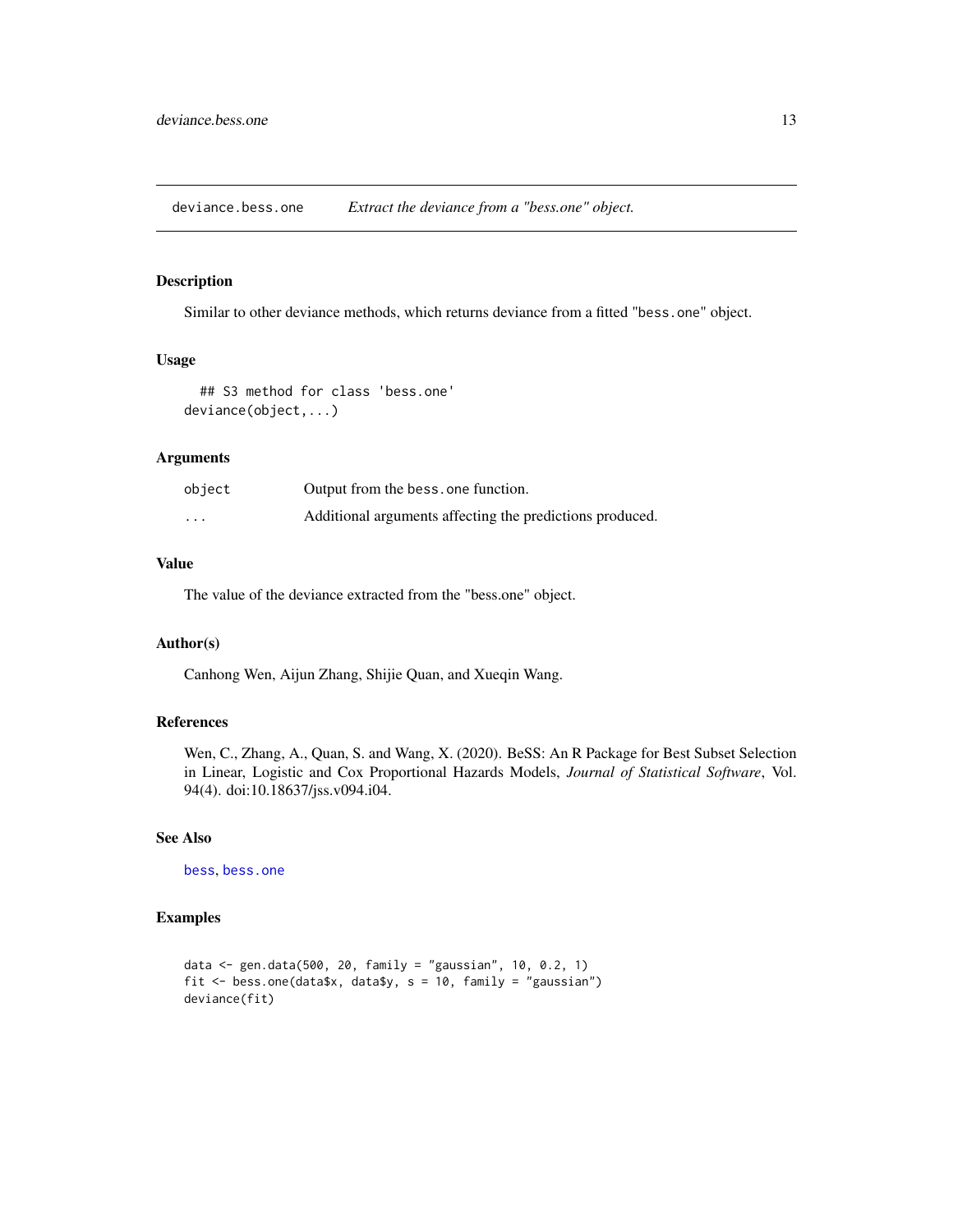# deviance.bess.one — *Extract the deviance from a "bess.one" object.*

## Description

Similar to other deviance methods, which returns deviance from a fitted "`bess.one`" object.

## Usage

```
## S3 method for class 'bess.one'
deviance(object,...)
```

## Arguments

| | |
|---|---|
| `object` | Output from the `bess.one` function. |
| `...` | Additional arguments affecting the predictions produced. |

## Value

The value of the deviance extracted from the "bess.one" object.

## Author(s)

Canhong Wen, Aijun Zhang, Shijie Quan, and Xueqin Wang.

## References

Wen, C., Zhang, A., Quan, S. and Wang, X. (2020). BeSS: An R Package for Best Subset Selection in Linear, Logistic and Cox Proportional Hazards Models, *Journal of Statistical Software*, Vol. 94(4). doi:10.18637/jss.v094.i04.

## See Also

`bess`, `bess.one`

## Examples

```
data <- gen.data(500, 20, family = "gaussian", 10, 0.2, 1)
fit <- bess.one(data$x, data$y, s = 10, family = "gaussian")
deviance(fit)
```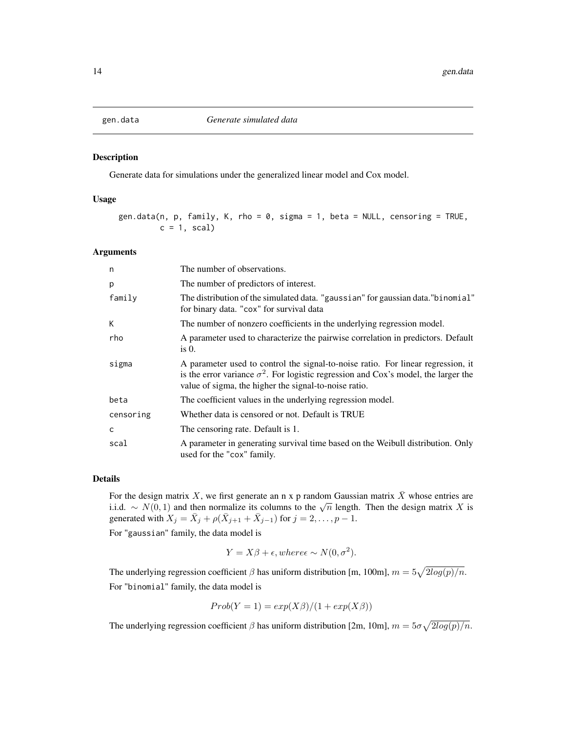# gen.data — Generate simulated data

## Description

Generate data for simulations under the generalized linear model and Cox model.

## Usage

```
gen.data(n, p, family, K, rho = 0, sigma = 1, beta = NULL, censoring = TRUE,
        c = 1, scal)
```

## Arguments

| | |
|---|---|
| n | The number of observations. |
| p | The number of predictors of interest. |
| family | The distribution of the simulated data. "gaussian" for gaussian data."binomial" for binary data. "cox" for survival data |
| K | The number of nonzero coefficients in the underlying regression model. |
| rho | A parameter used to characterize the pairwise correlation in predictors. Default is 0. |
| sigma | A parameter used to control the signal-to-noise ratio. For linear regression, it is the error variance $\sigma^2$. For logistic regression and Cox's model, the larger the value of sigma, the higher the signal-to-noise ratio. |
| beta | The coefficient values in the underlying regression model. |
| censoring | Whether data is censored or not. Default is TRUE |
| c | The censoring rate. Default is 1. |
| scal | A parameter in generating survival time based on the Weibull distribution. Only used for the "cox" family. |

## Details

For the design matrix $X$, we first generate an n x p random Gaussian matrix $\bar{X}$ whose entries are i.i.d. $\sim N(0,1)$ and then normalize its columns to the $\sqrt{n}$ length. Then the design matrix $X$ is generated with $X_j = \bar{X}_j + \rho(\bar{X}_{j+1} + \bar{X}_{j-1})$ for $j = 2, \ldots, p-1$.

For "gaussian" family, the data model is

$$Y = X\beta + \epsilon, where \epsilon \sim N(0, \sigma^2).$$

The underlying regression coefficient $\beta$ has uniform distribution [m, 100m], $m = 5\sqrt{2log(p)/n}$.

For "binomial" family, the data model is

$$Prob(Y = 1) = exp(X\beta)/(1 + exp(X\beta))$$

The underlying regression coefficient $\beta$ has uniform distribution [2m, 10m], $m = 5\sigma\sqrt{2log(p)/n}$.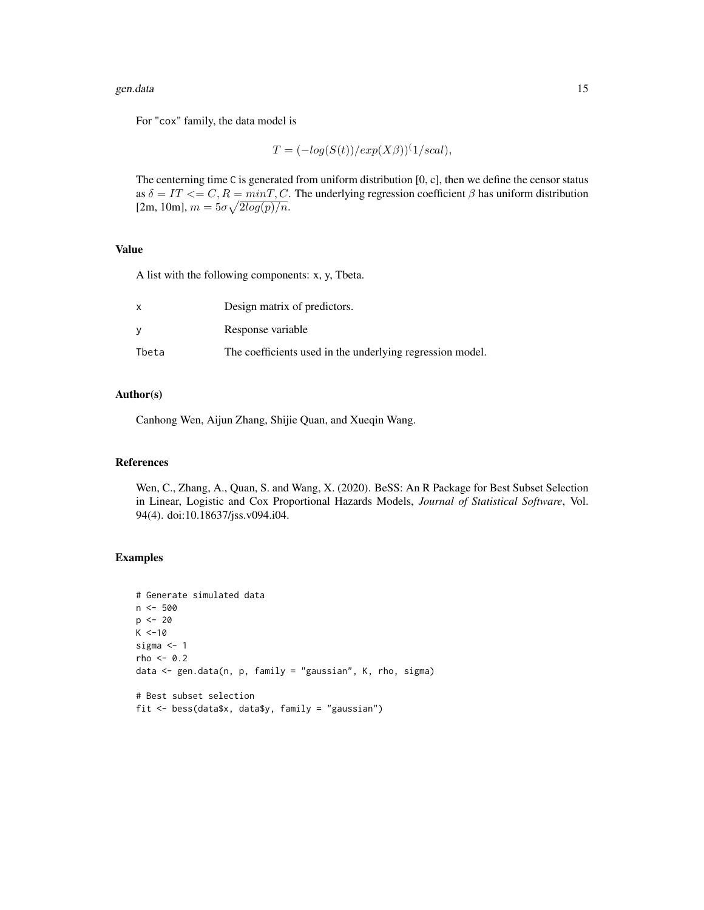For "cox" family, the data model is

$$T = (-log(S(t))/exp(X\beta))^(1/scal),$$

The centerning time C is generated from uniform distribution [0, c], then we define the censor status as $\delta = IT <= C, R = minT, C$. The underlying regression coefficient $\beta$ has uniform distribution [2m, 10m], $m = 5\sigma\sqrt{2log(p)/n}$.

## Value

A list with the following components: x, y, Tbeta.

| | |
|---|---|
| x | Design matrix of predictors. |
| y | Response variable |
| Tbeta | The coefficients used in the underlying regression model. |

## Author(s)

Canhong Wen, Aijun Zhang, Shijie Quan, and Xueqin Wang.

## References

Wen, C., Zhang, A., Quan, S. and Wang, X. (2020). BeSS: An R Package for Best Subset Selection in Linear, Logistic and Cox Proportional Hazards Models, *Journal of Statistical Software*, Vol. 94(4). doi:10.18637/jss.v094.i04.

## Examples

```
# Generate simulated data
n <- 500
p <- 20
K <-10
sigma <- 1
rho <- 0.2
data <- gen.data(n, p, family = "gaussian", K, rho, sigma)

# Best subset selection
fit <- bess(data$x, data$y, family = "gaussian")
```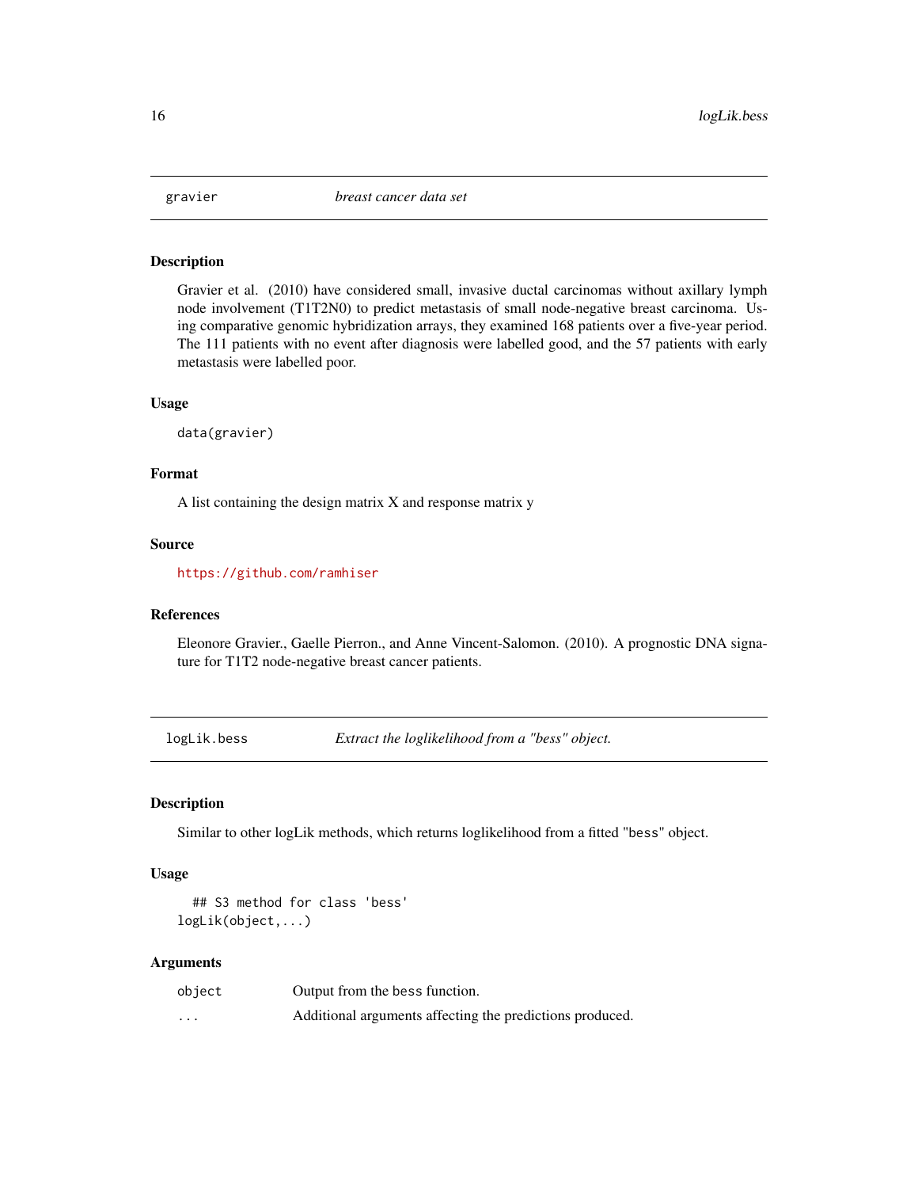## gravier *breast cancer data set*

### Description

Gravier et al. (2010) have considered small, invasive ductal carcinomas without axillary lymph node involvement (T1T2N0) to predict metastasis of small node-negative breast carcinoma. Using comparative genomic hybridization arrays, they examined 168 patients over a five-year period. The 111 patients with no event after diagnosis were labelled good, and the 57 patients with early metastasis were labelled poor.

### Usage

```
data(gravier)
```

### Format

A list containing the design matrix X and response matrix y

### Source

https://github.com/ramhiser

### References

Eleonore Gravier., Gaelle Pierron., and Anne Vincent-Salomon. (2010). A prognostic DNA signature for T1T2 node-negative breast cancer patients.

## logLik.bess *Extract the loglikelihood from a "bess" object.*

### Description

Similar to other logLik methods, which returns loglikelihood from a fitted "bess" object.

### Usage

```
  ## S3 method for class 'bess'
logLik(object,...)
```

### Arguments

| | |
|---|---|
| object | Output from the bess function. |
| ... | Additional arguments affecting the predictions produced. |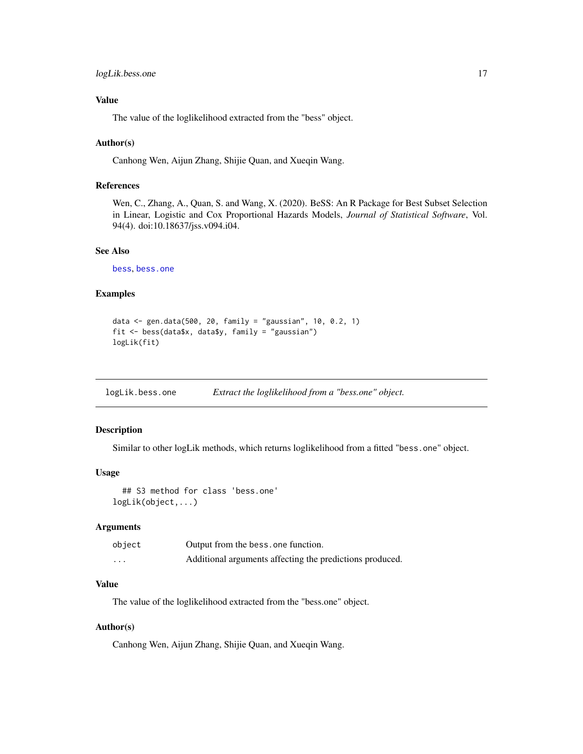### Value

The value of the loglikelihood extracted from the "bess" object.

### Author(s)

Canhong Wen, Aijun Zhang, Shijie Quan, and Xueqin Wang.

### References

Wen, C., Zhang, A., Quan, S. and Wang, X. (2020). BeSS: An R Package for Best Subset Selection in Linear, Logistic and Cox Proportional Hazards Models, *Journal of Statistical Software*, Vol. 94(4). doi:10.18637/jss.v094.i04.

### See Also

bess, bess.one

### Examples

```
data <- gen.data(500, 20, family = "gaussian", 10, 0.2, 1)
fit <- bess(data$x, data$y, family = "gaussian")
logLik(fit)
```

---

## logLik.bess.one — *Extract the loglikelihood from a "bess.one" object.*

---

### Description

Similar to other logLik methods, which returns loglikelihood from a fitted "bess.one" object.

### Usage

```
  ## S3 method for class 'bess.one'
logLik(object,...)
```

### Arguments

| | |
|---|---|
| object | Output from the bess.one function. |
| ... | Additional arguments affecting the predictions produced. |

### Value

The value of the loglikelihood extracted from the "bess.one" object.

### Author(s)

Canhong Wen, Aijun Zhang, Shijie Quan, and Xueqin Wang.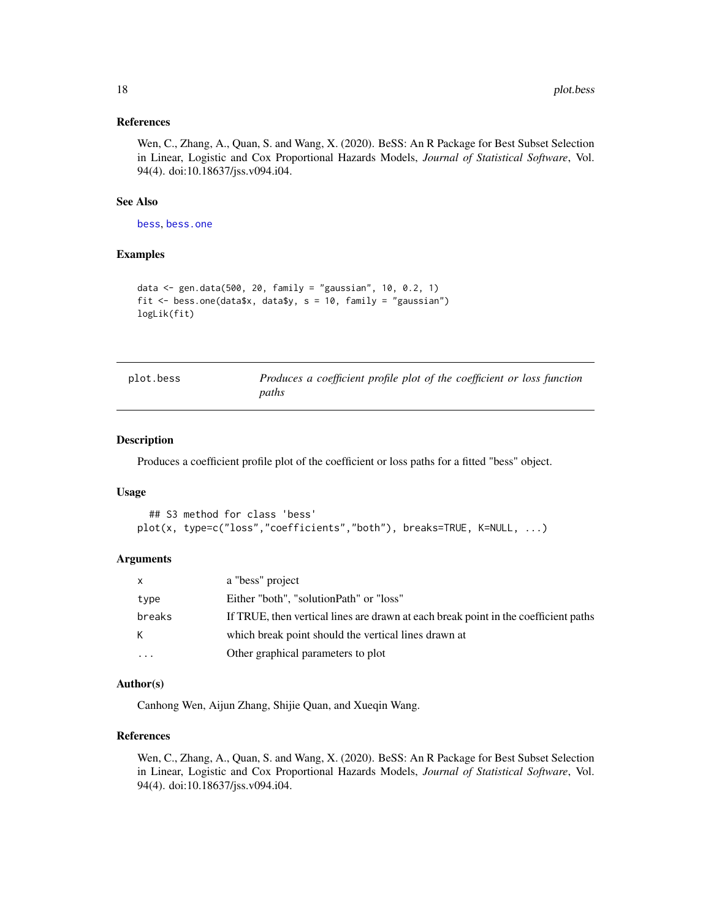### References

Wen, C., Zhang, A., Quan, S. and Wang, X. (2020). BeSS: An R Package for Best Subset Selection in Linear, Logistic and Cox Proportional Hazards Models, *Journal of Statistical Software*, Vol. 94(4). doi:10.18637/jss.v094.i04.

### See Also

bess, bess.one

### Examples

```
data <- gen.data(500, 20, family = "gaussian", 10, 0.2, 1)
fit <- bess.one(data$x, data$y, s = 10, family = "gaussian")
logLik(fit)
```

---

## plot.bess — *Produces a coefficient profile plot of the coefficient or loss function paths*

---

### Description

Produces a coefficient profile plot of the coefficient or loss paths for a fitted "bess" object.

### Usage

```
  ## S3 method for class 'bess'
plot(x, type=c("loss","coefficients","both"), breaks=TRUE, K=NULL, ...)
```

### Arguments

| | |
|---|---|
| x | a "bess" project |
| type | Either "both", "solutionPath" or "loss" |
| breaks | If TRUE, then vertical lines are drawn at each break point in the coefficient paths |
| K | which break point should the vertical lines drawn at |
| ... | Other graphical parameters to plot |

### Author(s)

Canhong Wen, Aijun Zhang, Shijie Quan, and Xueqin Wang.

### References

Wen, C., Zhang, A., Quan, S. and Wang, X. (2020). BeSS: An R Package for Best Subset Selection in Linear, Logistic and Cox Proportional Hazards Models, *Journal of Statistical Software*, Vol. 94(4). doi:10.18637/jss.v094.i04.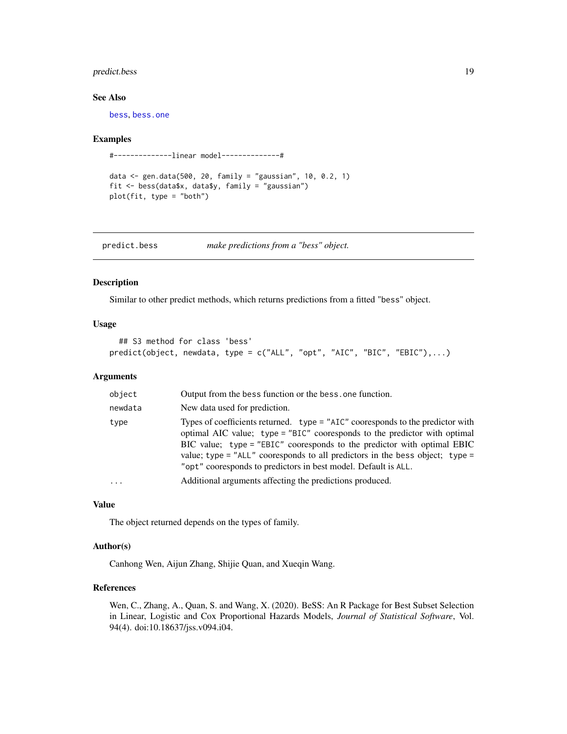## See Also

bess, bess.one

## Examples

```
#--------------linear model--------------#

data <- gen.data(500, 20, family = "gaussian", 10, 0.2, 1)
fit <- bess(data$x, data$y, family = "gaussian")
plot(fit, type = "both")
```

---

predict.bess *make predictions from a "bess" object.*

---

## Description

Similar to other predict methods, which returns predictions from a fitted "bess" object.

## Usage

```
## S3 method for class 'bess'
predict(object, newdata, type = c("ALL", "opt", "AIC", "BIC", "EBIC"),...)
```

## Arguments

| | |
|---|---|
| object | Output from the bess function or the bess.one function. |
| newdata | New data used for prediction. |
| type | Types of coefficients returned. type = "AIC" cooresponds to the predictor with optimal AIC value; type = "BIC" cooresponds to the predictor with optimal BIC value; type = "EBIC" cooresponds to the predictor with optimal EBIC value; type = "ALL" cooresponds to all predictors in the bess object; type = "opt" cooresponds to predictors in best model. Default is ALL. |
| ... | Additional arguments affecting the predictions produced. |

## Value

The object returned depends on the types of family.

## Author(s)

Canhong Wen, Aijun Zhang, Shijie Quan, and Xueqin Wang.

## References

Wen, C., Zhang, A., Quan, S. and Wang, X. (2020). BeSS: An R Package for Best Subset Selection in Linear, Logistic and Cox Proportional Hazards Models, *Journal of Statistical Software*, Vol. 94(4). doi:10.18637/jss.v094.i04.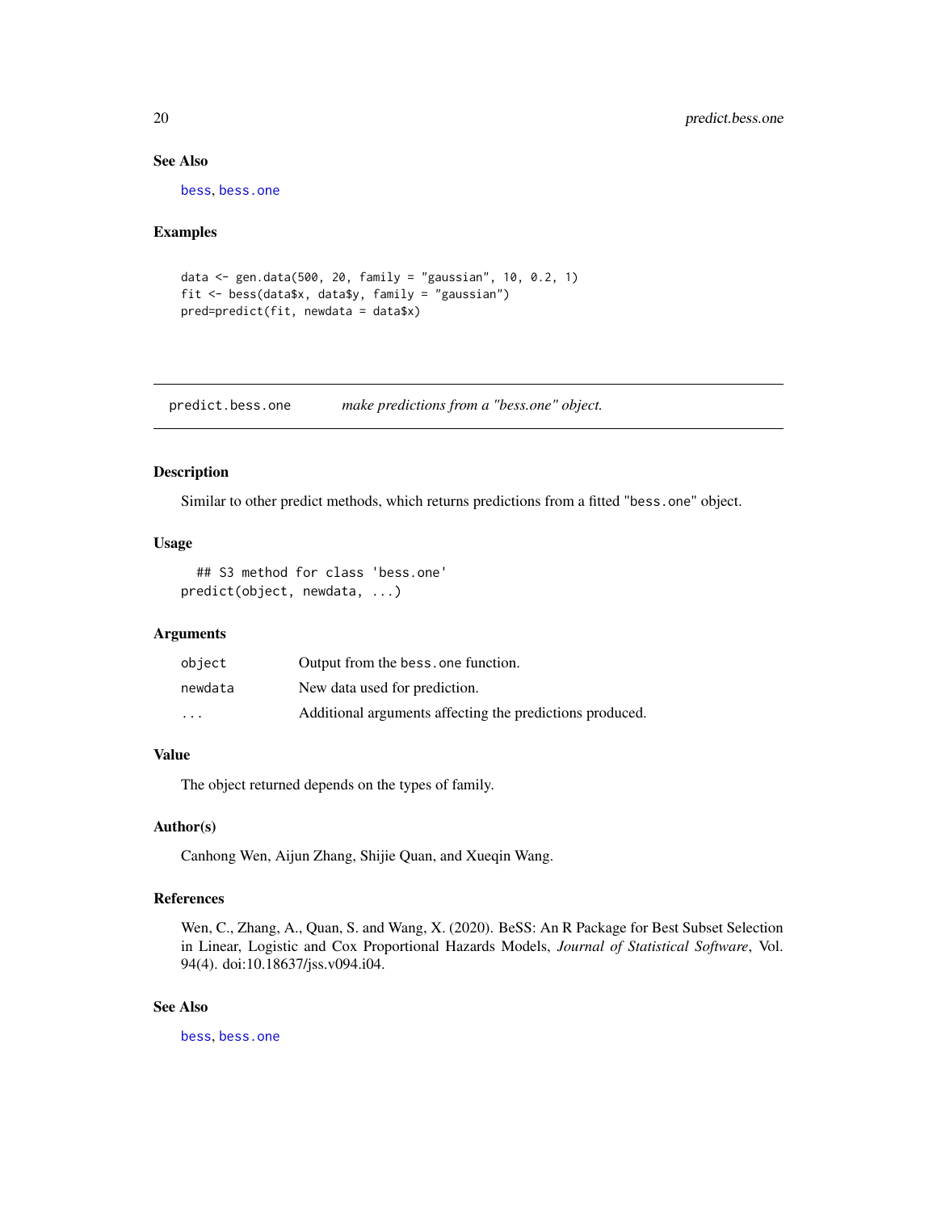### See Also

bess, bess.one

### Examples

```
data <- gen.data(500, 20, family = "gaussian", 10, 0.2, 1)
fit <- bess(data$x, data$y, family = "gaussian")
pred=predict(fit, newdata = data$x)
```

---

## predict.bess.one *make predictions from a "bess.one" object.*

---

### Description

Similar to other predict methods, which returns predictions from a fitted "bess.one" object.

### Usage

```
## S3 method for class 'bess.one'
predict(object, newdata, ...)
```

### Arguments

| | |
|---|---|
| object | Output from the bess.one function. |
| newdata | New data used for prediction. |
| ... | Additional arguments affecting the predictions produced. |

### Value

The object returned depends on the types of family.

### Author(s)

Canhong Wen, Aijun Zhang, Shijie Quan, and Xueqin Wang.

### References

Wen, C., Zhang, A., Quan, S. and Wang, X. (2020). BeSS: An R Package for Best Subset Selection in Linear, Logistic and Cox Proportional Hazards Models, *Journal of Statistical Software*, Vol. 94(4). doi:10.18637/jss.v094.i04.

### See Also

bess, bess.one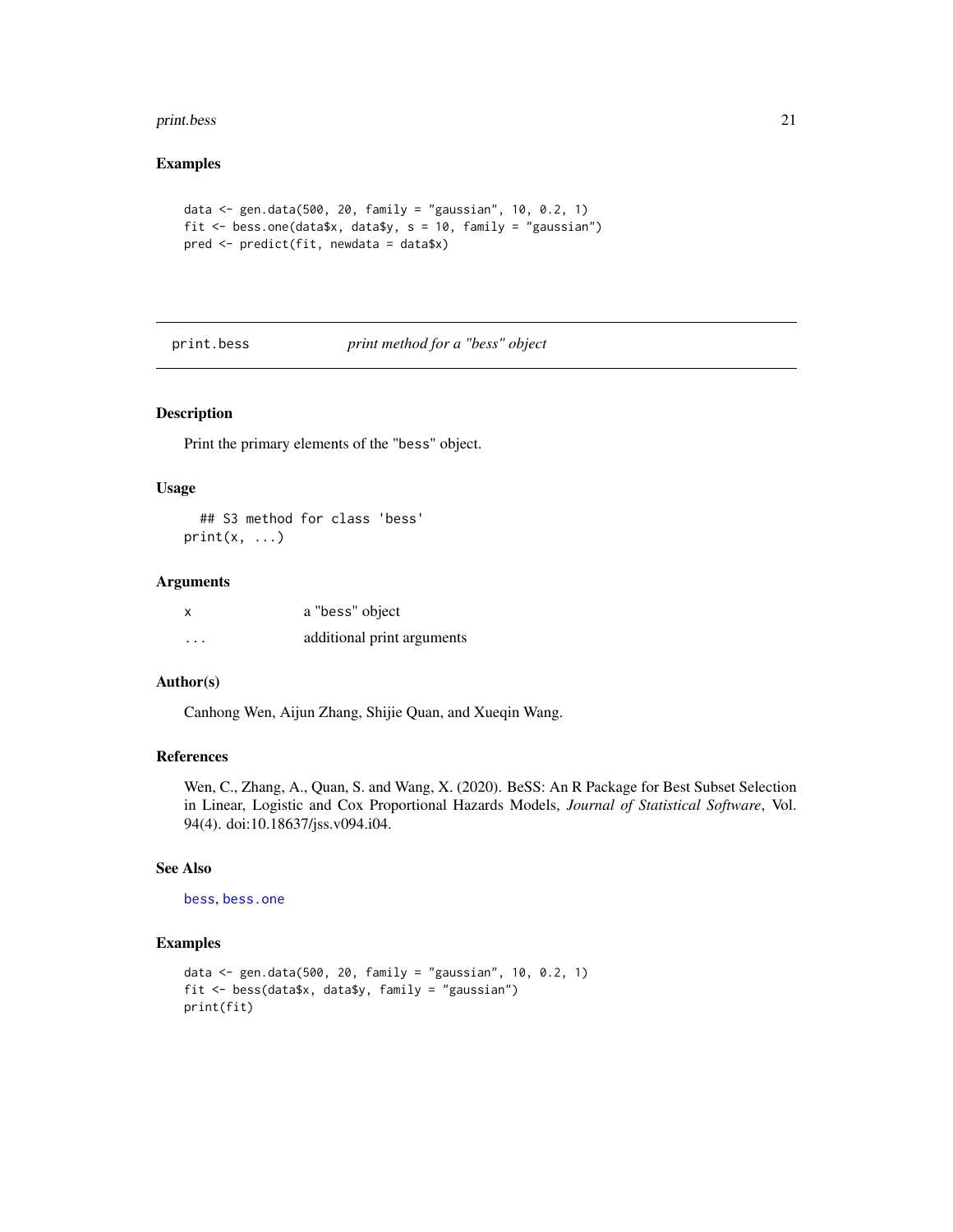## Examples

```
data <- gen.data(500, 20, family = "gaussian", 10, 0.2, 1)
fit <- bess.one(data$x, data$y, s = 10, family = "gaussian")
pred <- predict(fit, newdata = data$x)
```

---

# print.bess *print method for a "bess" object*

---

## Description

Print the primary elements of the "bess" object.

## Usage

```
## S3 method for class 'bess'
print(x, ...)
```

## Arguments

| | |
|---|---|
| x | a "bess" object |
| ... | additional print arguments |

## Author(s)

Canhong Wen, Aijun Zhang, Shijie Quan, and Xueqin Wang.

## References

Wen, C., Zhang, A., Quan, S. and Wang, X. (2020). BeSS: An R Package for Best Subset Selection in Linear, Logistic and Cox Proportional Hazards Models, *Journal of Statistical Software*, Vol. 94(4). doi:10.18637/jss.v094.i04.

## See Also

bess, bess.one

## Examples

```
data <- gen.data(500, 20, family = "gaussian", 10, 0.2, 1)
fit <- bess(data$x, data$y, family = "gaussian")
print(fit)
```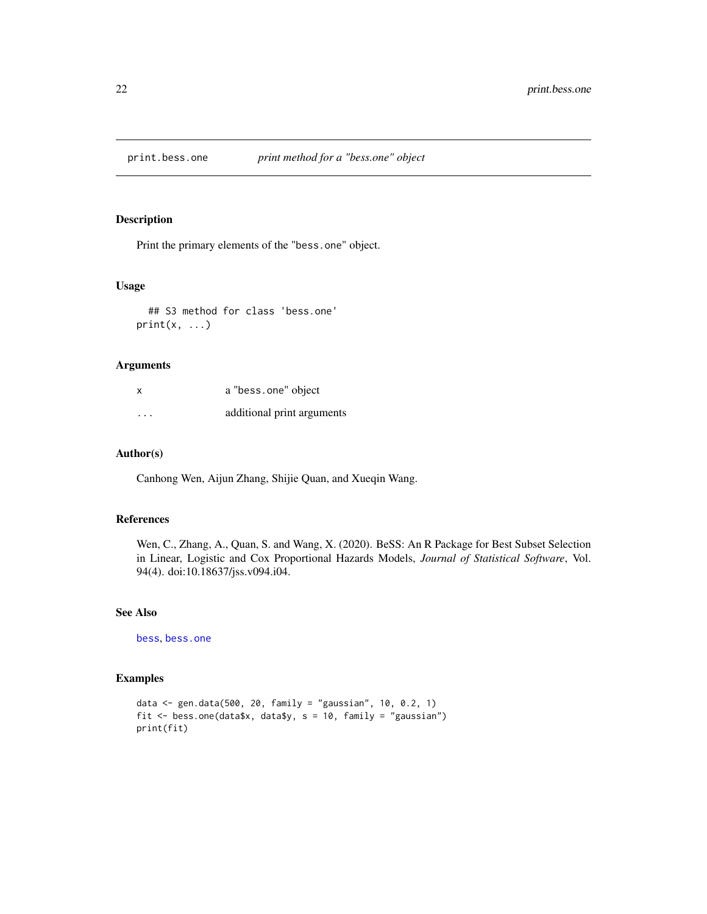## print.bess.one *print method for a "bess.one" object*

### Description

Print the primary elements of the "bess.one" object.

### Usage

```
  ## S3 method for class 'bess.one'
print(x, ...)
```

### Arguments

| | |
|---|---|
| x | a "bess.one" object |
| ... | additional print arguments |

### Author(s)

Canhong Wen, Aijun Zhang, Shijie Quan, and Xueqin Wang.

### References

Wen, C., Zhang, A., Quan, S. and Wang, X. (2020). BeSS: An R Package for Best Subset Selection in Linear, Logistic and Cox Proportional Hazards Models, *Journal of Statistical Software*, Vol. 94(4). doi:10.18637/jss.v094.i04.

### See Also

bess, bess.one

### Examples

```
data <- gen.data(500, 20, family = "gaussian", 10, 0.2, 1)
fit <- bess.one(data$x, data$y, s = 10, family = "gaussian")
print(fit)
```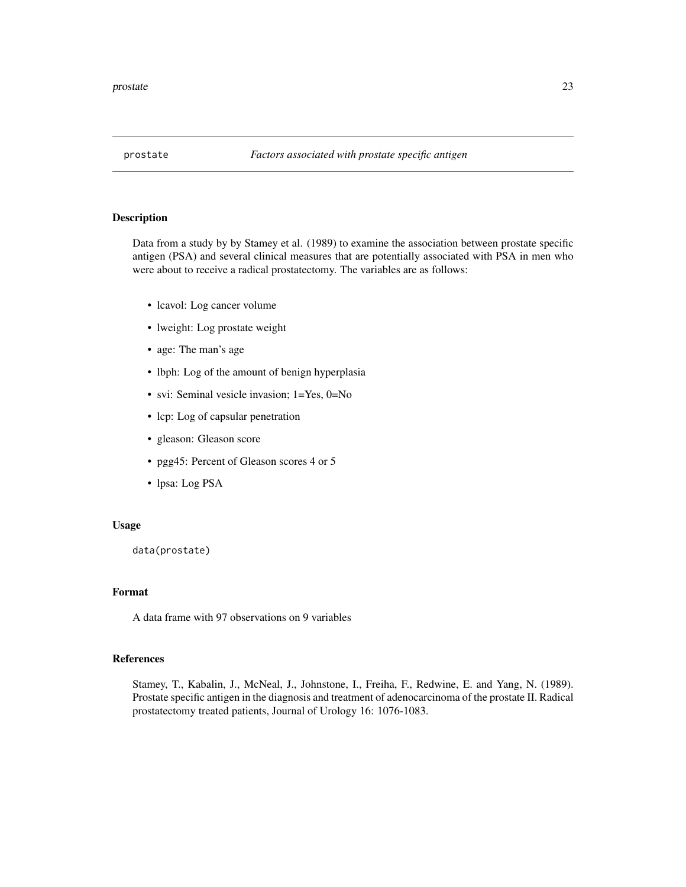`prostate` *Factors associated with prostate specific antigen*

## Description

Data from a study by by Stamey et al. (1989) to examine the association between prostate specific antigen (PSA) and several clinical measures that are potentially associated with PSA in men who were about to receive a radical prostatectomy. The variables are as follows:

- lcavol: Log cancer volume
- lweight: Log prostate weight
- age: The man's age
- lbph: Log of the amount of benign hyperplasia
- svi: Seminal vesicle invasion; 1=Yes, 0=No
- lcp: Log of capsular penetration
- gleason: Gleason score
- pgg45: Percent of Gleason scores 4 or 5
- lpsa: Log PSA

## Usage

```
data(prostate)
```

## Format

A data frame with 97 observations on 9 variables

## References

Stamey, T., Kabalin, J., McNeal, J., Johnstone, I., Freiha, F., Redwine, E. and Yang, N. (1989). Prostate specific antigen in the diagnosis and treatment of adenocarcinoma of the prostate II. Radical prostatectomy treated patients, Journal of Urology 16: 1076-1083.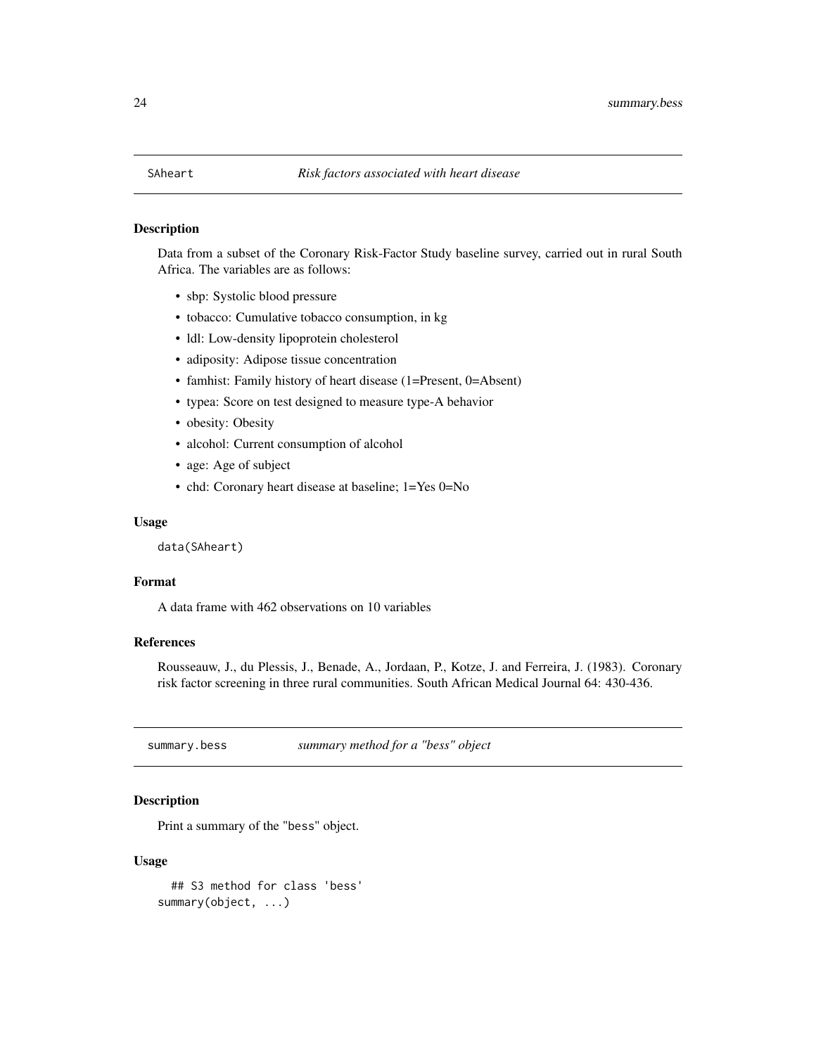## SAheart *Risk factors associated with heart disease*

### Description

Data from a subset of the Coronary Risk-Factor Study baseline survey, carried out in rural South Africa. The variables are as follows:

- sbp: Systolic blood pressure
- tobacco: Cumulative tobacco consumption, in kg
- ldl: Low-density lipoprotein cholesterol
- adiposity: Adipose tissue concentration
- famhist: Family history of heart disease (1=Present, 0=Absent)
- typea: Score on test designed to measure type-A behavior
- obesity: Obesity
- alcohol: Current consumption of alcohol
- age: Age of subject
- chd: Coronary heart disease at baseline; 1=Yes 0=No

### Usage

```
data(SAheart)
```

### Format

A data frame with 462 observations on 10 variables

### References

Rousseauw, J., du Plessis, J., Benade, A., Jordaan, P., Kotze, J. and Ferreira, J. (1983). Coronary risk factor screening in three rural communities. South African Medical Journal 64: 430-436.

## summary.bess *summary method for a "bess" object*

### Description

Print a summary of the "bess" object.

### Usage

```
  ## S3 method for class 'bess'
summary(object, ...)
```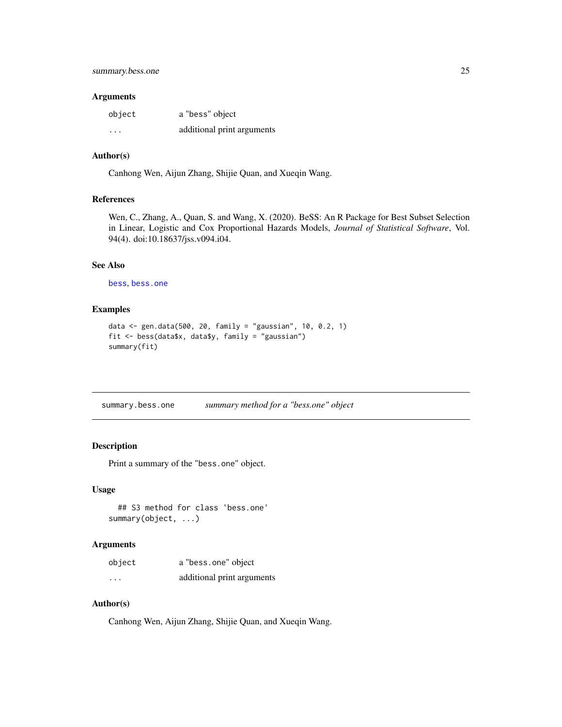### Arguments

| | |
|---|---|
| `object` | a "bess" object |
| `...` | additional print arguments |

### Author(s)

Canhong Wen, Aijun Zhang, Shijie Quan, and Xueqin Wang.

### References

Wen, C., Zhang, A., Quan, S. and Wang, X. (2020). BeSS: An R Package for Best Subset Selection in Linear, Logistic and Cox Proportional Hazards Models, *Journal of Statistical Software*, Vol. 94(4). doi:10.18637/jss.v094.i04.

### See Also

`bess`, `bess.one`

### Examples

```
data <- gen.data(500, 20, family = "gaussian", 10, 0.2, 1)
fit <- bess(data$x, data$y, family = "gaussian")
summary(fit)
```

---

## summary.bess.one — *summary method for a "bess.one" object*

### Description

Print a summary of the "`bess.one`" object.

### Usage

```
## S3 method for class 'bess.one'
summary(object, ...)
```

### Arguments

| | |
|---|---|
| `object` | a "`bess.one`" object |
| `...` | additional print arguments |

### Author(s)

Canhong Wen, Aijun Zhang, Shijie Quan, and Xueqin Wang.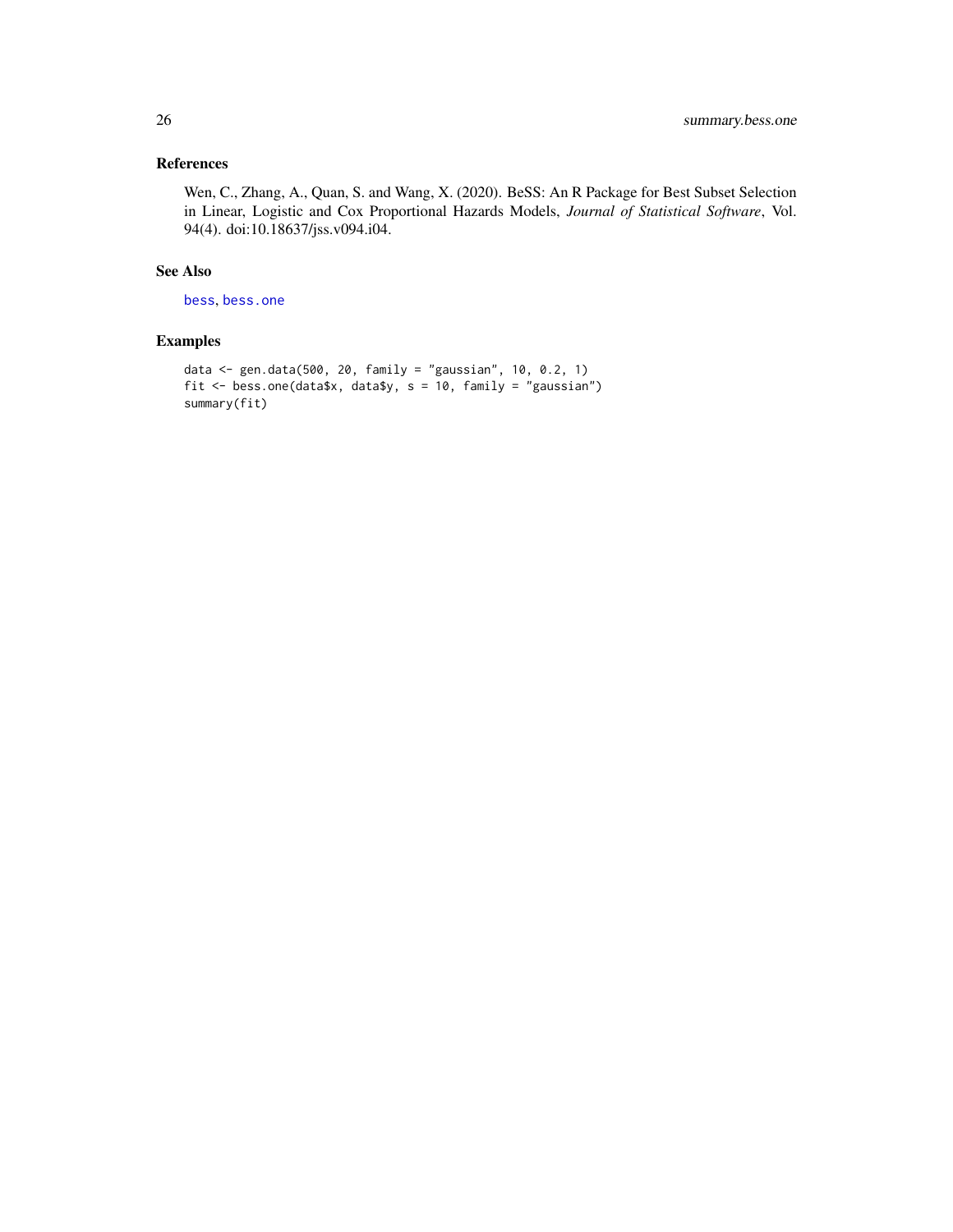## References

Wen, C., Zhang, A., Quan, S. and Wang, X. (2020). BeSS: An R Package for Best Subset Selection in Linear, Logistic and Cox Proportional Hazards Models, *Journal of Statistical Software*, Vol. 94(4). doi:10.18637/jss.v094.i04.

## See Also

bess, bess.one

## Examples

```
data <- gen.data(500, 20, family = "gaussian", 10, 0.2, 1)
fit <- bess.one(data$x, data$y, s = 10, family = "gaussian")
summary(fit)
```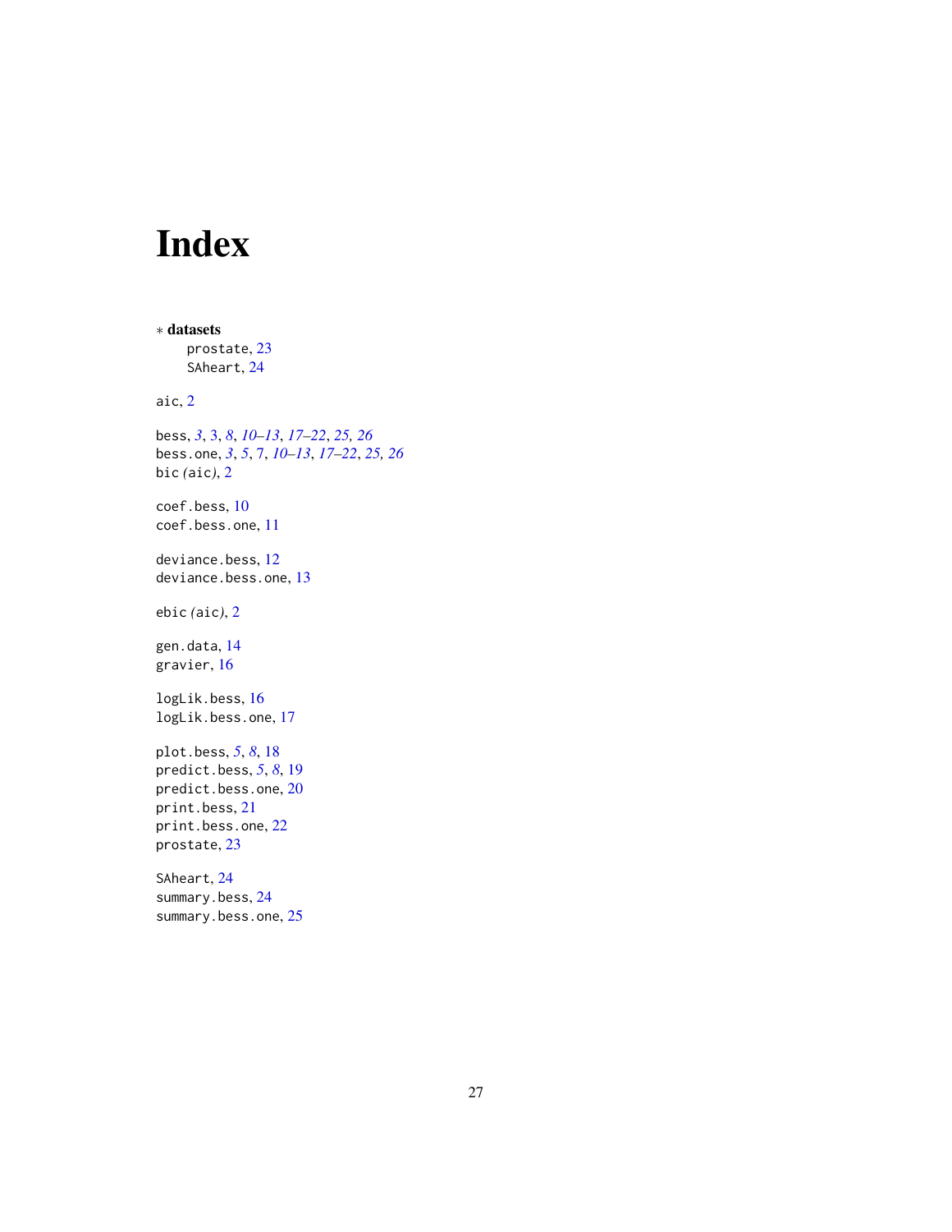# Index

∗ **datasets**

prostate, 23
SAheart, 24

aic, 2

bess, *3*, 3, *8*, *10–13*, *17–22*, *25, 26*
bess.one, *3*, *5*, 7, *10–13*, *17–22*, *25, 26*
bic *(*aic*)*, 2

coef.bess, 10
coef.bess.one, 11

deviance.bess, 12
deviance.bess.one, 13

ebic *(*aic*)*, 2

gen.data, 14
gravier, 16

logLik.bess, 16
logLik.bess.one, 17

plot.bess, *5*, *8*, 18
predict.bess, *5*, *8*, 19
predict.bess.one, 20
print.bess, 21
print.bess.one, 22
prostate, 23

SAheart, 24
summary.bess, 24
summary.bess.one, 25